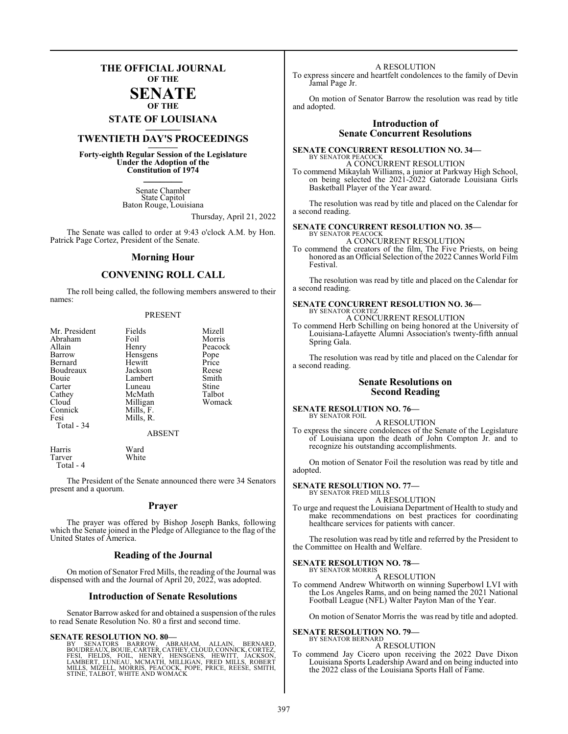# THE OFFICIAL JOURNAL OF THE SENATE OF THE STATE OF LOUISIANA

## TWENTIETH DAY'S PROCEEDINGS

**Forty-eighth Regular Session of the Legislature Under the Adoption of the Constitution of 1974**

Senate Chamber
State Capitol
Baton Rouge, Louisiana

Thursday, April 21, 2022

The Senate was called to order at 9:43 o'clock A.M. by Hon. Patrick Page Cortez, President of the Senate.

## Morning Hour

## CONVENING ROLL CALL

The roll being called, the following members answered to their names:

PRESENT

| | | |
|---|---|---|
| Mr. President | Fields | Mizell |
| Abraham | Foil | Morris |
| Allain | Henry | Peacock |
| Barrow | Hensgens | Pope |
| Bernard | Hewitt | Price |
| Boudreaux | Jackson | Reese |
| Bouie | Lambert | Smith |
| Carter | Luneau | Stine |
| Cathey | McMath | Talbot |
| Cloud | Milligan | Womack |
| Connick | Mills, F. | |
| Fesi | Mills, R. | |
| Total - 34 | | |

ABSENT

| | |
|---|---|
| Harris | Ward |
| Tarver | White |
| Total - 4 | |

The President of the Senate announced there were 34 Senators present and a quorum.

## Prayer

The prayer was offered by Bishop Joseph Banks, following which the Senate joined in the Pledge of Allegiance to the flag of the United States of America.

## Reading of the Journal

On motion of Senator Fred Mills, the reading of the Journal was dispensed with and the Journal of April 20, 2022, was adopted.

## Introduction of Senate Resolutions

Senator Barrow asked for and obtained a suspension of the rules to read Senate Resolution No. 80 a first and second time.

**SENATE RESOLUTION NO. 80—**
BY SENATORS BARROW, ABRAHAM, ALLAIN, BERNARD, BOUDREAUX, BOUIE, CARTER, CATHEY, CLOUD, CONNICK, CORTEZ, FESI, FIELDS, FOIL, HENRY, HENSGENS, HEWITT, JACKSON, LAMBERT, LUNEAU, MCMATH, MILLIGAN, FRED MILLS, ROBERT MILLS, MIZELL, MORRIS, PEACOCK, POPE, PRICE, REESE, SMITH, STINE, TALBOT, WHITE AND WOMACK

A RESOLUTION

To express sincere and heartfelt condolences to the family of Devin Jamal Page Jr.

On motion of Senator Barrow the resolution was read by title and adopted.

## Introduction of Senate Concurrent Resolutions

**SENATE CONCURRENT RESOLUTION NO. 34—**
BY SENATOR PEACOCK

A CONCURRENT RESOLUTION

To commend Mikaylah Williams, a junior at Parkway High School, on being selected the 2021-2022 Gatorade Louisiana Girls Basketball Player of the Year award.

The resolution was read by title and placed on the Calendar for a second reading.

**SENATE CONCURRENT RESOLUTION NO. 35—**
BY SENATOR PEACOCK

A CONCURRENT RESOLUTION

To commend the creators of the film, The Five Priests, on being honored as an Official Selection of the 2022 Cannes World Film Festival.

The resolution was read by title and placed on the Calendar for a second reading.

**SENATE CONCURRENT RESOLUTION NO. 36—**
BY SENATOR CORTEZ

A CONCURRENT RESOLUTION

To commend Herb Schilling on being honored at the University of Louisiana-Lafayette Alumni Association's twenty-fifth annual Spring Gala.

The resolution was read by title and placed on the Calendar for a second reading.

## Senate Resolutions on Second Reading

**SENATE RESOLUTION NO. 76—**
BY SENATOR FOIL

A RESOLUTION

To express the sincere condolences of the Senate of the Legislature of Louisiana upon the death of John Compton Jr. and to recognize his outstanding accomplishments.

On motion of Senator Foil the resolution was read by title and adopted.

**SENATE RESOLUTION NO. 77—**
BY SENATOR FRED MILLS

A RESOLUTION

To urge and request the Louisiana Department of Health to study and make recommendations on best practices for coordinating healthcare services for patients with cancer.

The resolution was read by title and referred by the President to the Committee on Health and Welfare.

**SENATE RESOLUTION NO. 78—**
BY SENATOR MORRIS

A RESOLUTION

To commend Andrew Whitworth on winning Superbowl LVI with the Los Angeles Rams, and on being named the 2021 National Football League (NFL) Walter Payton Man of the Year.

On motion of Senator Morris the was read by title and adopted.

**SENATE RESOLUTION NO. 79—**
BY SENATOR BERNARD

A RESOLUTION

To commend Jay Cicero upon receiving the 2022 Dave Dixon Louisiana Sports Leadership Award and on being inducted into the 2022 class of the Louisiana Sports Hall of Fame.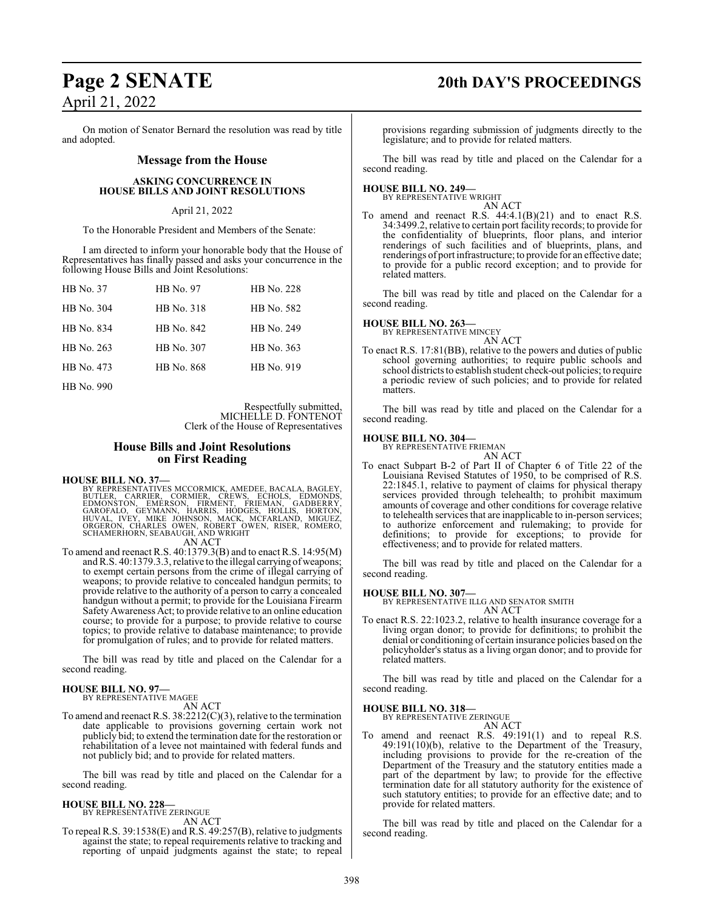On motion of Senator Bernard the resolution was read by title and adopted.

## Message from the House

### ASKING CONCURRENCE IN HOUSE BILLS AND JOINT RESOLUTIONS

April 21, 2022

To the Honorable President and Members of the Senate:

I am directed to inform your honorable body that the House of Representatives has finally passed and asks your concurrence in the following House Bills and Joint Resolutions:

| | | |
|---|---|---|
| HB No. 37 | HB No. 97 | HB No. 228 |
| HB No. 304 | HB No. 318 | HB No. 582 |
| HB No. 834 | HB No. 842 | HB No. 249 |
| HB No. 263 | HB No. 307 | HB No. 363 |
| HB No. 473 | HB No. 868 | HB No. 919 |
| HB No. 990 | | |

Respectfully submitted,
MICHELLE D. FONTENOT
Clerk of the House of Representatives

## House Bills and Joint Resolutions on First Reading

**HOUSE BILL NO. 37—**
BY REPRESENTATIVES MCCORMICK, AMEDEE, BACALA, BAGLEY, BUTLER, CARRIER, CORMIER, CREWS, ECHOLS, EDMONDS, EDMONSTON, EMERSON, FIRMENT, FRIEMAN, GADBERRY, GAROFALO, GEYMANN, HARRIS, HODGES, HOLLIS, HORTON, HUVAL, IVEY, MIKE JOHNSON, MACK, MCFARLAND, MIGUEZ, ORGERON, CHARLES OWEN, ROBERT OWEN, RISER, ROMERO, SCHAMERHORN, SEABAUGH, AND WRIGHT

AN ACT

To amend and reenact R.S. 40:1379.3(B) and to enact R.S. 14:95(M) and R.S. 40:1379.3.3, relative to the illegal carrying of weapons; to exempt certain persons from the crime of illegal carrying of weapons; to provide relative to concealed handgun permits; to provide relative to the authority of a person to carry a concealed handgun without a permit; to provide for the Louisiana Firearm Safety Awareness Act; to provide relative to an online education course; to provide for a purpose; to provide relative to course topics; to provide relative to database maintenance; to provide for promulgation of rules; and to provide for related matters.

The bill was read by title and placed on the Calendar for a second reading.

**HOUSE BILL NO. 97—**
BY REPRESENTATIVE MAGEE

AN ACT

To amend and reenact R.S. 38:2212(C)(3), relative to the termination date applicable to provisions governing certain work not publicly bid; to extend the termination date for the restoration or rehabilitation of a levee not maintained with federal funds and not publicly bid; and to provide for related matters.

The bill was read by title and placed on the Calendar for a second reading.

**HOUSE BILL NO. 228—**
BY REPRESENTATIVE ZERINGUE

AN ACT

To repeal R.S. 39:1538(E) and R.S. 49:257(B), relative to judgments against the state; to repeal requirements relative to tracking and reporting of unpaid judgments against the state; to repeal provisions regarding submission of judgments directly to the legislature; and to provide for related matters.

The bill was read by title and placed on the Calendar for a second reading.

**HOUSE BILL NO. 249—**
BY REPRESENTATIVE WRIGHT

AN ACT

To amend and reenact R.S. 44:4.1(B)(21) and to enact R.S. 34:3499.2, relative to certain port facility records; to provide for the confidentiality of blueprints, floor plans, and interior renderings of such facilities and of blueprints, plans, and renderings of port infrastructure; to provide for an effective date; to provide for a public record exception; and to provide for related matters.

The bill was read by title and placed on the Calendar for a second reading.

**HOUSE BILL NO. 263—**
BY REPRESENTATIVE MINCEY

AN ACT

To enact R.S. 17:81(BB), relative to the powers and duties of public school governing authorities; to require public schools and school districts to establish student check-out policies; to require a periodic review of such policies; and to provide for related matters.

The bill was read by title and placed on the Calendar for a second reading.

**HOUSE BILL NO. 304—**
BY REPRESENTATIVE FRIEMAN

AN ACT

To enact Subpart B-2 of Part II of Chapter 6 of Title 22 of the Louisiana Revised Statutes of 1950, to be comprised of R.S. 22:1845.1, relative to payment of claims for physical therapy services provided through telehealth; to prohibit maximum amounts of coverage and other conditions for coverage relative to telehealth services that are inapplicable to in-person services; to authorize enforcement and rulemaking; to provide for definitions; to provide for exceptions; to provide for effectiveness; and to provide for related matters.

The bill was read by title and placed on the Calendar for a second reading.

**HOUSE BILL NO. 307—**
BY REPRESENTATIVE ILLG AND SENATOR SMITH

AN ACT

To enact R.S. 22:1023.2, relative to health insurance coverage for a living organ donor; to provide for definitions; to prohibit the denial or conditioning of certain insurance policies based on the policyholder's status as a living organ donor; and to provide for related matters.

The bill was read by title and placed on the Calendar for a second reading.

**HOUSE BILL NO. 318—**
BY REPRESENTATIVE ZERINGUE

AN ACT

To amend and reenact R.S. 49:191(1) and to repeal R.S. 49:191(10)(b), relative to the Department of the Treasury, including provisions to provide for the re-creation of the Department of the Treasury and the statutory entities made a part of the department by law; to provide for the effective termination date for all statutory authority for the existence of such statutory entities; to provide for an effective date; and to provide for related matters.

The bill was read by title and placed on the Calendar for a second reading.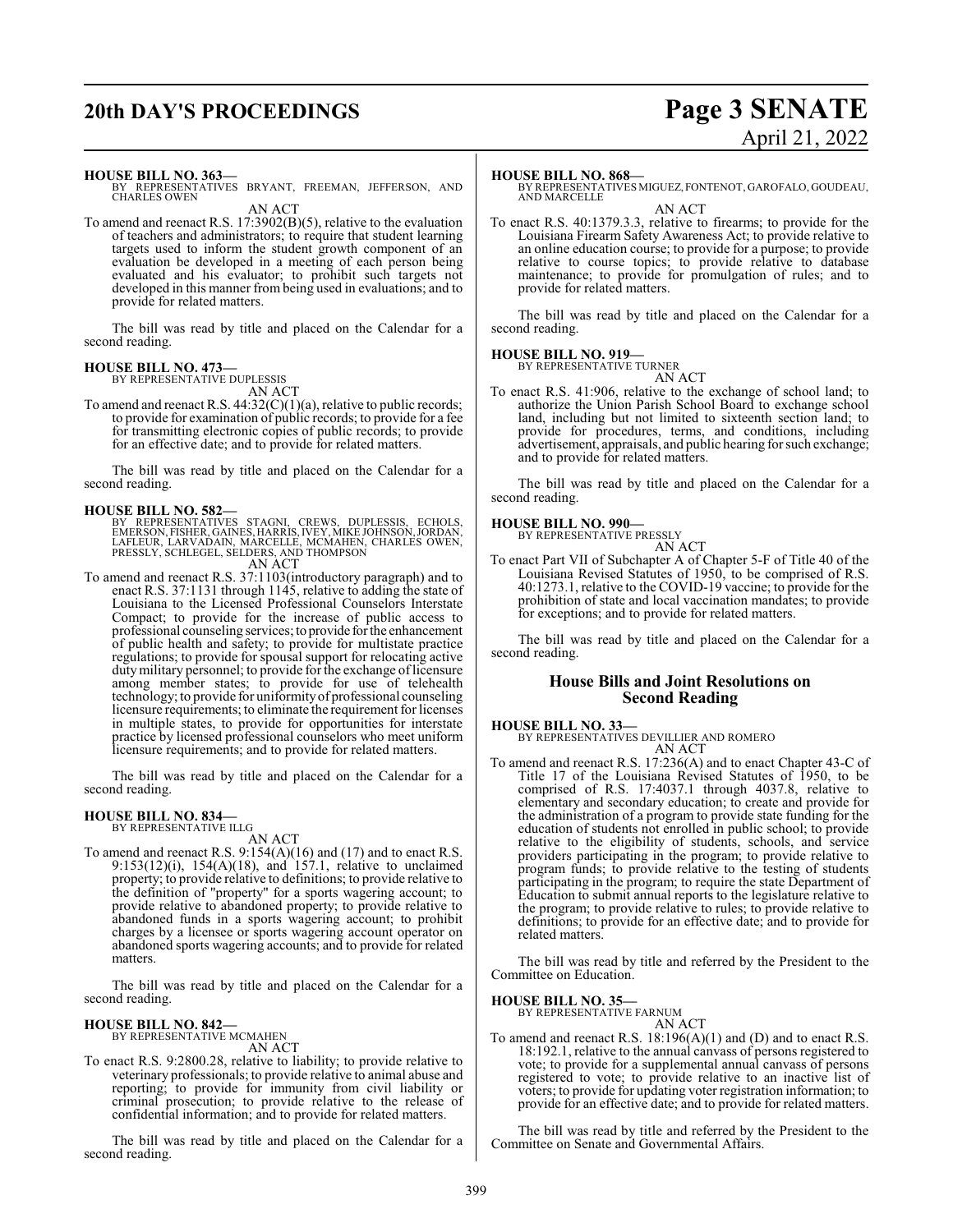**HOUSE BILL NO. 363—**
BY REPRESENTATIVES BRYANT, FREEMAN, JEFFERSON, AND CHARLES OWEN

AN ACT

To amend and reenact R.S. 17:3902(B)(5), relative to the evaluation of teachers and administrators; to require that student learning targets used to inform the student growth component of an evaluation be developed in a meeting of each person being evaluated and his evaluator; to prohibit such targets not developed in this manner from being used in evaluations; and to provide for related matters.

The bill was read by title and placed on the Calendar for a second reading.

**HOUSE BILL NO. 473—**
BY REPRESENTATIVE DUPLESSIS

AN ACT

To amend and reenact R.S. 44:32(C)(1)(a), relative to public records; to provide for examination of public records; to provide for a fee for transmitting electronic copies of public records; to provide for an effective date; and to provide for related matters.

The bill was read by title and placed on the Calendar for a second reading.

**HOUSE BILL NO. 582—**
BY REPRESENTATIVES STAGNI, CREWS, DUPLESSIS, ECHOLS, EMERSON, FISHER, GAINES, HARRIS, IVEY, MIKE JOHNSON, JORDAN, LAFLEUR, LARVADAIN, MARCELLE, MCMAHEN, CHARLES OWEN, PRESSLY, SCHLEGEL, SELDERS, AND THOMPSON

AN ACT

To amend and reenact R.S. 37:1103(introductory paragraph) and to enact R.S. 37:1131 through 1145, relative to adding the state of Louisiana to the Licensed Professional Counselors Interstate Compact; to provide for the increase of public access to professional counseling services; to provide for the enhancement of public health and safety; to provide for multistate practice regulations; to provide for spousal support for relocating active duty military personnel; to provide for the exchange of licensure among member states; to provide for use of telehealth technology; to provide for uniformity of professional counseling licensure requirements; to eliminate the requirement for licenses in multiple states, to provide for opportunities for interstate practice by licensed professional counselors who meet uniform licensure requirements; and to provide for related matters.

The bill was read by title and placed on the Calendar for a second reading.

**HOUSE BILL NO. 834—**
BY REPRESENTATIVE ILLG

AN ACT

To amend and reenact R.S. 9:154(A)(16) and (17) and to enact R.S. 9:153(12)(i), 154(A)(18), and 157.1, relative to unclaimed property; to provide relative to definitions; to provide relative to the definition of "property" for a sports wagering account; to provide relative to abandoned property; to provide relative to abandoned funds in a sports wagering account; to prohibit charges by a licensee or sports wagering account operator on abandoned sports wagering accounts; and to provide for related matters.

The bill was read by title and placed on the Calendar for a second reading.

**HOUSE BILL NO. 842—**
BY REPRESENTATIVE MCMAHEN

AN ACT

To enact R.S. 9:2800.28, relative to liability; to provide relative to veterinary professionals; to provide relative to animal abuse and reporting; to provide for immunity from civil liability or criminal prosecution; to provide relative to the release of confidential information; and to provide for related matters.

The bill was read by title and placed on the Calendar for a second reading.

**HOUSE BILL NO. 868—**
BY REPRESENTATIVES MIGUEZ, FONTENOT, GAROFALO, GOUDEAU, AND MARCELLE

AN ACT

To enact R.S. 40:1379.3.3, relative to firearms; to provide for the Louisiana Firearm Safety Awareness Act; to provide relative to an online education course; to provide for a purpose; to provide relative to course topics; to provide relative to database maintenance; to provide for promulgation of rules; and to provide for related matters.

The bill was read by title and placed on the Calendar for a second reading.

**HOUSE BILL NO. 919—**
BY REPRESENTATIVE TURNER

AN ACT

To enact R.S. 41:906, relative to the exchange of school land; to authorize the Union Parish School Board to exchange school land, including but not limited to sixteenth section land; to provide for procedures, terms, and conditions, including advertisement, appraisals, and public hearing for such exchange; and to provide for related matters.

The bill was read by title and placed on the Calendar for a second reading.

**HOUSE BILL NO. 990—**
BY REPRESENTATIVE PRESSLY

AN ACT

To enact Part VII of Subchapter A of Chapter 5-F of Title 40 of the Louisiana Revised Statutes of 1950, to be comprised of R.S. 40:1273.1, relative to the COVID-19 vaccine; to provide for the prohibition of state and local vaccination mandates; to provide for exceptions; and to provide for related matters.

The bill was read by title and placed on the Calendar for a second reading.

## House Bills and Joint Resolutions on Second Reading

**HOUSE BILL NO. 33—**
BY REPRESENTATIVES DEVILLIER AND ROMERO

AN ACT

To amend and reenact R.S. 17:236(A) and to enact Chapter 43-C of Title 17 of the Louisiana Revised Statutes of 1950, to be comprised of R.S. 17:4037.1 through 4037.8, relative to elementary and secondary education; to create and provide for the administration of a program to provide state funding for the education of students not enrolled in public school; to provide relative to the eligibility of students, schools, and service providers participating in the program; to provide relative to program funds; to provide relative to the testing of students participating in the program; to require the state Department of Education to submit annual reports to the legislature relative to the program; to provide relative to rules; to provide relative to definitions; to provide for an effective date; and to provide for related matters.

The bill was read by title and referred by the President to the Committee on Education.

**HOUSE BILL NO. 35—**
BY REPRESENTATIVE FARNUM

AN ACT

To amend and reenact R.S. 18:196(A)(1) and (D) and to enact R.S. 18:192.1, relative to the annual canvass of persons registered to vote; to provide for a supplemental annual canvass of persons registered to vote; to provide relative to an inactive list of voters; to provide for updating voter registration information; to provide for an effective date; and to provide for related matters.

The bill was read by title and referred by the President to the Committee on Senate and Governmental Affairs.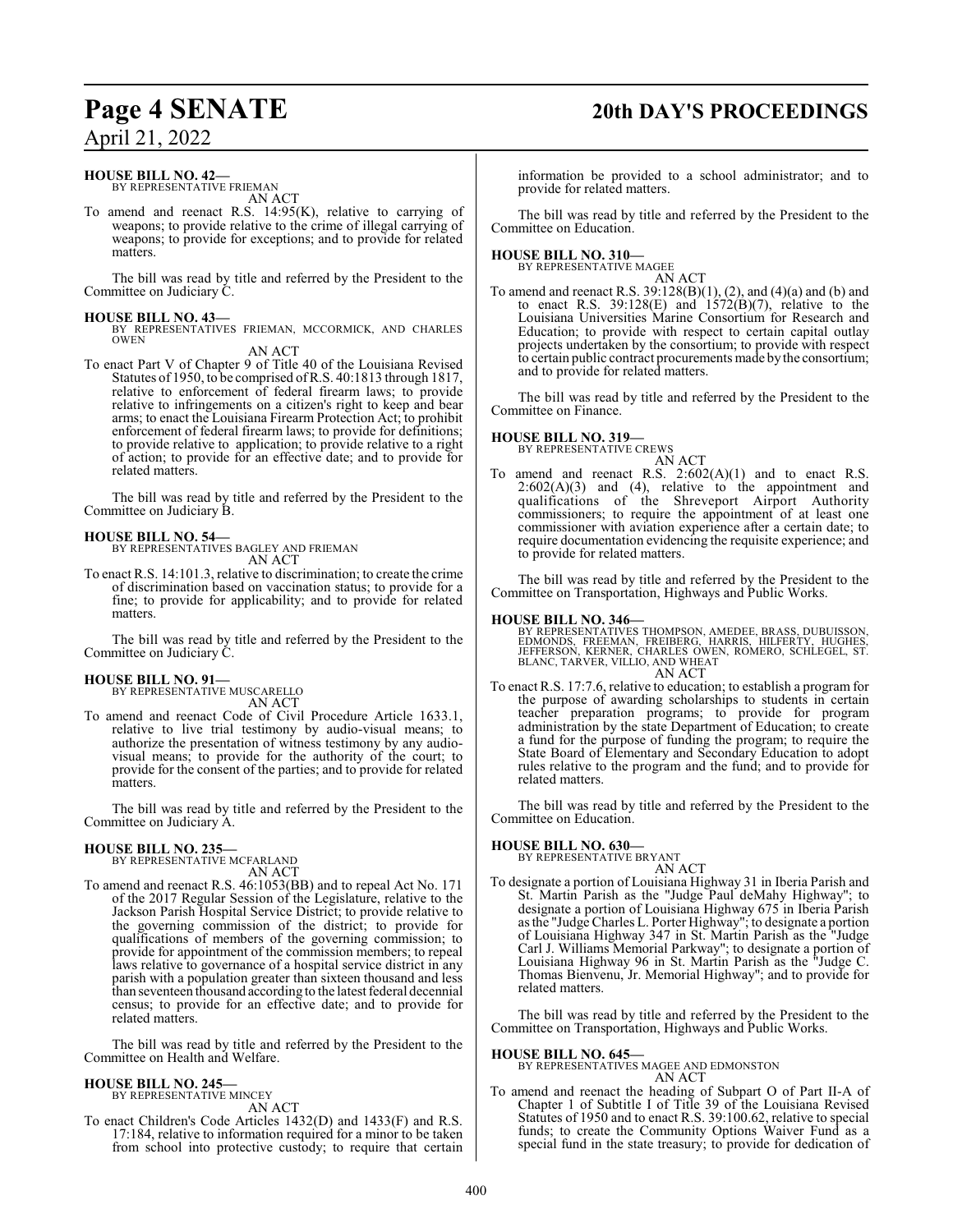**HOUSE BILL NO. 42—**
BY REPRESENTATIVE FRIEMAN
AN ACT

To amend and reenact R.S. 14:95(K), relative to carrying of weapons; to provide relative to the crime of illegal carrying of weapons; to provide for exceptions; and to provide for related matters.

The bill was read by title and referred by the President to the Committee on Judiciary C.

**HOUSE BILL NO. 43—**
BY REPRESENTATIVES FRIEMAN, MCCORMICK, AND CHARLES OWEN
AN ACT

To enact Part V of Chapter 9 of Title 40 of the Louisiana Revised Statutes of 1950, to be comprised of R.S. 40:1813 through 1817, relative to enforcement of federal firearm laws; to provide relative to infringements on a citizen's right to keep and bear arms; to enact the Louisiana Firearm Protection Act; to prohibit enforcement of federal firearm laws; to provide for definitions; to provide relative to application; to provide relative to a right of action; to provide for an effective date; and to provide for related matters.

The bill was read by title and referred by the President to the Committee on Judiciary B.

**HOUSE BILL NO. 54—**
BY REPRESENTATIVES BAGLEY AND FRIEMAN
AN ACT

To enact R.S. 14:101.3, relative to discrimination; to create the crime of discrimination based on vaccination status; to provide for a fine; to provide for applicability; and to provide for related matters.

The bill was read by title and referred by the President to the Committee on Judiciary C.

**HOUSE BILL NO. 91—**
BY REPRESENTATIVE MUSCARELLO
AN ACT

To amend and reenact Code of Civil Procedure Article 1633.1, relative to live trial testimony by audio-visual means; to authorize the presentation of witness testimony by any audio-visual means; to provide for the authority of the court; to provide for the consent of the parties; and to provide for related matters.

The bill was read by title and referred by the President to the Committee on Judiciary A.

**HOUSE BILL NO. 235—**
BY REPRESENTATIVE MCFARLAND
AN ACT

To amend and reenact R.S. 46:1053(BB) and to repeal Act No. 171 of the 2017 Regular Session of the Legislature, relative to the Jackson Parish Hospital Service District; to provide relative to the governing commission of the district; to provide for qualifications of members of the governing commission; to provide for appointment of the commission members; to repeal laws relative to governance of a hospital service district in any parish with a population greater than sixteen thousand and less than seventeen thousand according to the latest federal decennial census; to provide for an effective date; and to provide for related matters.

The bill was read by title and referred by the President to the Committee on Health and Welfare.

**HOUSE BILL NO. 245—**
BY REPRESENTATIVE MINCEY
AN ACT

To enact Children's Code Articles 1432(D) and 1433(F) and R.S. 17:184, relative to information required for a minor to be taken from school into protective custody; to require that certain information be provided to a school administrator; and to provide for related matters.

The bill was read by title and referred by the President to the Committee on Education.

**HOUSE BILL NO. 310—**
BY REPRESENTATIVE MAGEE
AN ACT

To amend and reenact R.S. 39:128(B)(1), (2), and (4)(a) and (b) and to enact R.S. 39:128(E) and 1572(B)(7), relative to the Louisiana Universities Marine Consortium for Research and Education; to provide with respect to certain capital outlay projects undertaken by the consortium; to provide with respect to certain public contract procurements made by the consortium; and to provide for related matters.

The bill was read by title and referred by the President to the Committee on Finance.

**HOUSE BILL NO. 319—**
BY REPRESENTATIVE CREWS
AN ACT

To amend and reenact R.S. 2:602(A)(1) and to enact R.S. 2:602(A)(3) and (4), relative to the appointment and qualifications of the Shreveport Airport Authority commissioners; to require the appointment of at least one commissioner with aviation experience after a certain date; to require documentation evidencing the requisite experience; and to provide for related matters.

The bill was read by title and referred by the President to the Committee on Transportation, Highways and Public Works.

**HOUSE BILL NO. 346—**
BY REPRESENTATIVES THOMPSON, AMEDEE, BRASS, DUBUISSON, EDMONDS, FREEMAN, FREIBERG, HARRIS, HILFERTY, HUGHES, JEFFERSON, KERNER, CHARLES OWEN, ROMERO, SCHLEGEL, ST. BLANC, TARVER, VILLIO, AND WHEAT
AN ACT

To enact R.S. 17:7.6, relative to education; to establish a program for the purpose of awarding scholarships to students in certain teacher preparation programs; to provide for program administration by the state Department of Education; to create a fund for the purpose of funding the program; to require the State Board of Elementary and Secondary Education to adopt rules relative to the program and the fund; and to provide for related matters.

The bill was read by title and referred by the President to the Committee on Education.

**HOUSE BILL NO. 630—**
BY REPRESENTATIVE BRYANT
AN ACT

To designate a portion of Louisiana Highway 31 in Iberia Parish and St. Martin Parish as the "Judge Paul deMahy Highway"; to designate a portion of Louisiana Highway 675 in Iberia Parish as the "Judge Charles L. Porter Highway"; to designate a portion of Louisiana Highway 347 in St. Martin Parish as the "Judge Carl J. Williams Memorial Parkway"; to designate a portion of Louisiana Highway 96 in St. Martin Parish as the "Judge C. Thomas Bienvenu, Jr. Memorial Highway"; and to provide for related matters.

The bill was read by title and referred by the President to the Committee on Transportation, Highways and Public Works.

**HOUSE BILL NO. 645—**
BY REPRESENTATIVES MAGEE AND EDMONSTON
AN ACT

To amend and reenact the heading of Subpart O of Part II-A of Chapter 1 of Subtitle I of Title 39 of the Louisiana Revised Statutes of 1950 and to enact R.S. 39:100.62, relative to special funds; to create the Community Options Waiver Fund as a special fund in the state treasury; to provide for dedication of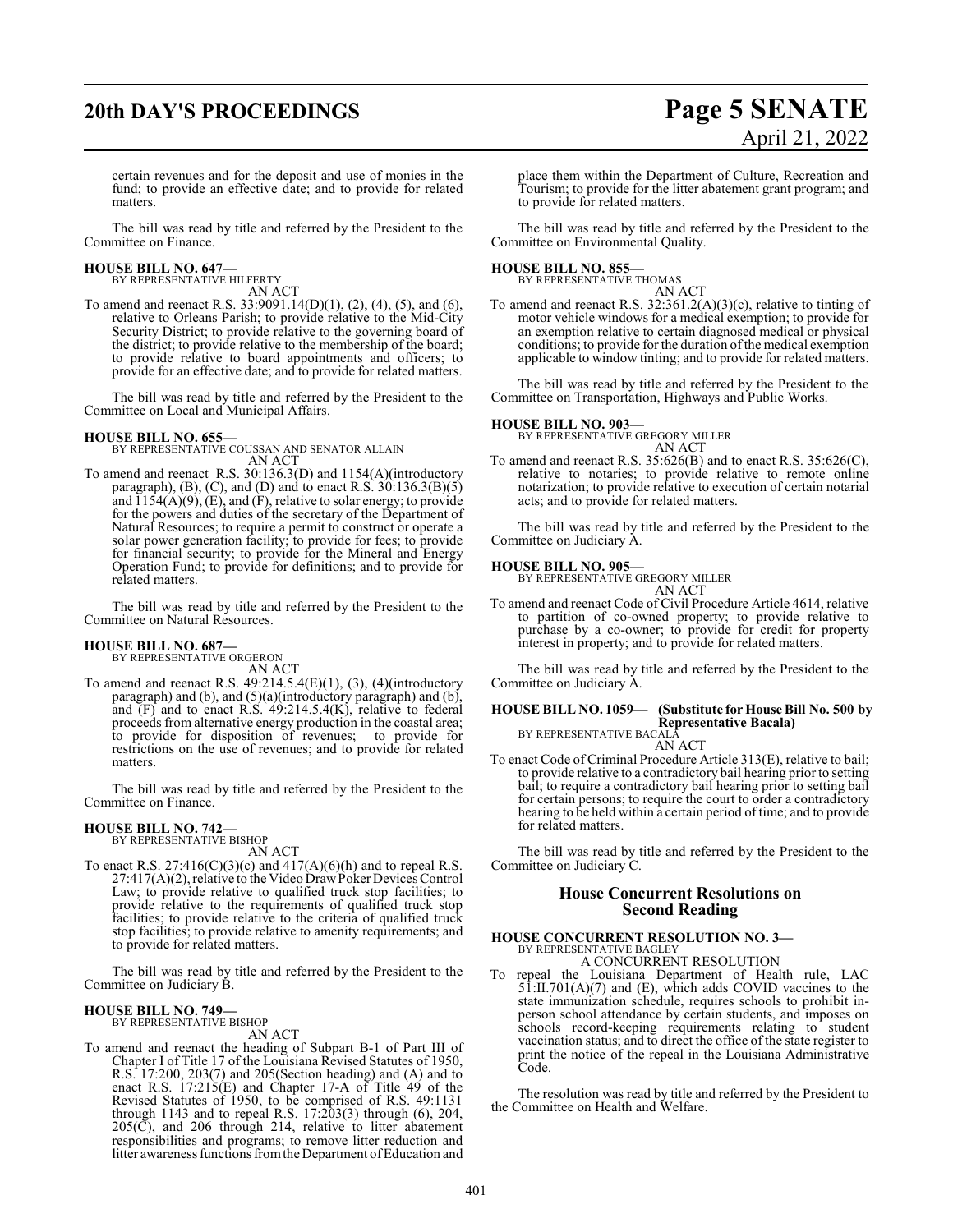certain revenues and for the deposit and use of monies in the fund; to provide an effective date; and to provide for related matters.

The bill was read by title and referred by the President to the Committee on Finance.

**HOUSE BILL NO. 647—**
BY REPRESENTATIVE HILFERTY
AN ACT

To amend and reenact R.S. 33:9091.14(D)(1), (2), (4), (5), and (6), relative to Orleans Parish; to provide relative to the Mid-City Security District; to provide relative to the governing board of the district; to provide relative to the membership of the board; to provide relative to board appointments and officers; to provide for an effective date; and to provide for related matters.

The bill was read by title and referred by the President to the Committee on Local and Municipal Affairs.

**HOUSE BILL NO. 655—**
BY REPRESENTATIVE COUSSAN AND SENATOR ALLAIN
AN ACT

To amend and reenact R.S. 30:136.3(D) and 1154(A)(introductory paragraph), (B), (C), and (D) and to enact R.S. 30:136.3(B)(5) and 1154(A)(9), (E), and (F), relative to solar energy; to provide for the powers and duties of the secretary of the Department of Natural Resources; to require a permit to construct or operate a solar power generation facility; to provide for fees; to provide for financial security; to provide for the Mineral and Energy Operation Fund; to provide for definitions; and to provide for related matters.

The bill was read by title and referred by the President to the Committee on Natural Resources.

**HOUSE BILL NO. 687—**
BY REPRESENTATIVE ORGERON
AN ACT

To amend and reenact R.S. 49:214.5.4(E)(1), (3), (4)(introductory paragraph) and (b), and (5)(a)(introductory paragraph) and (b), and (F) and to enact R.S. 49:214.5.4(K), relative to federal proceeds from alternative energy production in the coastal area; to provide for disposition of revenues; to provide for restrictions on the use of revenues; and to provide for related matters.

The bill was read by title and referred by the President to the Committee on Finance.

**HOUSE BILL NO. 742—**
BY REPRESENTATIVE BISHOP
AN ACT

To enact R.S. 27:416(C)(3)(c) and 417(A)(6)(h) and to repeal R.S. 27:417(A)(2), relative to the Video Draw Poker Devices Control Law; to provide relative to qualified truck stop facilities; to provide relative to the requirements of qualified truck stop facilities; to provide relative to the criteria of qualified truck stop facilities; to provide relative to amenity requirements; and to provide for related matters.

The bill was read by title and referred by the President to the Committee on Judiciary B.

**HOUSE BILL NO. 749—**
BY REPRESENTATIVE BISHOP
AN ACT

To amend and reenact the heading of Subpart B-1 of Part III of Chapter I of Title 17 of the Louisiana Revised Statutes of 1950, R.S. 17:200, 203(7) and 205(Section heading) and (A) and to enact R.S. 17:215(E) and Chapter 17-A of Title 49 of the Revised Statutes of 1950, to be comprised of R.S. 49:1131 through 1143 and to repeal R.S. 17:203(3) through (6), 204, 205(C), and 206 through 214, relative to litter abatement responsibilities and programs; to remove litter reduction and litter awareness functions from the Department of Education and place them within the Department of Culture, Recreation and Tourism; to provide for the litter abatement grant program; and to provide for related matters.

The bill was read by title and referred by the President to the Committee on Environmental Quality.

**HOUSE BILL NO. 855—**
BY REPRESENTATIVE THOMAS
AN ACT

To amend and reenact R.S. 32:361.2(A)(3)(c), relative to tinting of motor vehicle windows for a medical exemption; to provide for an exemption relative to certain diagnosed medical or physical conditions; to provide for the duration of the medical exemption applicable to window tinting; and to provide for related matters.

The bill was read by title and referred by the President to the Committee on Transportation, Highways and Public Works.

**HOUSE BILL NO. 903—**
BY REPRESENTATIVE GREGORY MILLER
AN ACT

To amend and reenact R.S. 35:626(B) and to enact R.S. 35:626(C), relative to notaries; to provide relative to remote online notarization; to provide relative to execution of certain notarial acts; and to provide for related matters.

The bill was read by title and referred by the President to the Committee on Judiciary A.

**HOUSE BILL NO. 905—**
BY REPRESENTATIVE GREGORY MILLER
AN ACT

To amend and reenact Code of Civil Procedure Article 4614, relative to partition of co-owned property; to provide relative to purchase by a co-owner; to provide for credit for property interest in property; and to provide for related matters.

The bill was read by title and referred by the President to the Committee on Judiciary A.

**HOUSE BILL NO. 1059— (Substitute for House Bill No. 500 by Representative Bacala)**
BY REPRESENTATIVE BACALA
AN ACT

To enact Code of Criminal Procedure Article 313(E), relative to bail; to provide relative to a contradictory bail hearing prior to setting bail; to require a contradictory bail hearing prior to setting bail for certain persons; to require the court to order a contradictory hearing to be held within a certain period of time; and to provide for related matters.

The bill was read by title and referred by the President to the Committee on Judiciary C.

## House Concurrent Resolutions on Second Reading

**HOUSE CONCURRENT RESOLUTION NO. 3—**
BY REPRESENTATIVE BAGLEY
A CONCURRENT RESOLUTION

To repeal the Louisiana Department of Health rule, LAC 51:II.701(A)(7) and (E), which adds COVID vaccines to the state immunization schedule, requires schools to prohibit in-person school attendance by certain students, and imposes on schools record-keeping requirements relating to student vaccination status; and to direct the office of the state register to print the notice of the repeal in the Louisiana Administrative Code.

The resolution was read by title and referred by the President to the Committee on Health and Welfare.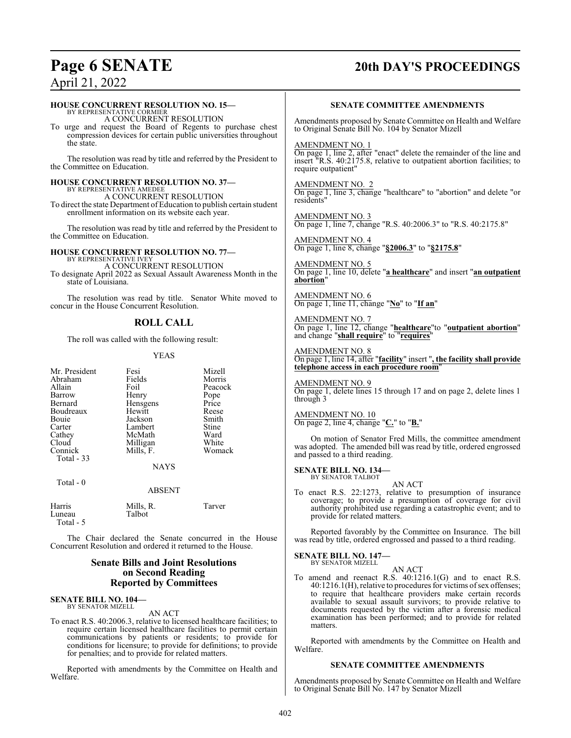**HOUSE CONCURRENT RESOLUTION NO. 15—**
BY REPRESENTATIVE CORMIER

A CONCURRENT RESOLUTION

To urge and request the Board of Regents to purchase chest compression devices for certain public universities throughout the state.

The resolution was read by title and referred by the President to the Committee on Education.

**HOUSE CONCURRENT RESOLUTION NO. 37—**
BY REPRESENTATIVE AMEDEE

A CONCURRENT RESOLUTION

To direct the state Department of Education to publish certain student enrollment information on its website each year.

The resolution was read by title and referred by the President to the Committee on Education.

**HOUSE CONCURRENT RESOLUTION NO. 77—**
BY REPRESENTATIVE IVEY

A CONCURRENT RESOLUTION

To designate April 2022 as Sexual Assault Awareness Month in the state of Louisiana.

The resolution was read by title. Senator White moved to concur in the House Concurrent Resolution.

## ROLL CALL

The roll was called with the following result:

YEAS

| | | |
|---|---|---|
| Mr. President | Fesi | Mizell |
| Abraham | Fields | Morris |
| Allain | Foil | Peacock |
| Barrow | Henry | Pope |
| Bernard | Hensgens | Price |
| Boudreaux | Hewitt | Reese |
| Bouie | Jackson | Smith |
| Carter | Lambert | Stine |
| Cathey | McMath | Ward |
| Cloud | Milligan | White |
| Connick | Mills, F. | Womack |
| Total - 33 | | |

NAYS

Total - 0

ABSENT

| | | |
|---|---|---|
| Harris | Mills, R. | Tarver |
| Luneau | Talbot | |
| Total - 5 | | |

The Chair declared the Senate concurred in the House Concurrent Resolution and ordered it returned to the House.

## Senate Bills and Joint Resolutions on Second Reading Reported by Committees

**SENATE BILL NO. 104—**
BY SENATOR MIZELL

AN ACT

To enact R.S. 40:2006.3, relative to licensed healthcare facilities; to require certain licensed healthcare facilities to permit certain communications by patients or residents; to provide for conditions for licensure; to provide for definitions; to provide for penalties; and to provide for related matters.

Reported with amendments by the Committee on Health and Welfare.

### SENATE COMMITTEE AMENDMENTS

Amendments proposed by Senate Committee on Health and Welfare to Original Senate Bill No. 104 by Senator Mizell

AMENDMENT NO. 1
On page 1, line 2, after "enact" delete the remainder of the line and insert "R.S. 40:2175.8, relative to outpatient abortion facilities; to require outpatient"

AMENDMENT NO. 2
On page 1, line 3, change "healthcare" to "abortion" and delete "or residents"

AMENDMENT NO. 3
On page 1, line 7, change "R.S. 40:2006.3" to "R.S. 40:2175.8"

AMENDMENT NO. 4
On page 1, line 8, change "**§2006.3**" to "**§2175.8**"

AMENDMENT NO. 5
On page 1, line 10, delete "**a healthcare**" and insert "**an outpatient abortion**"

AMENDMENT NO. 6
On page 1, line 11, change "**No**" to "**If an**"

AMENDMENT NO. 7
On page 1, line 12, change "**healthcare**"to "**outpatient abortion**" and change "**shall require**" to "**requires**"

AMENDMENT NO. 8
On page 1, line 14, after "**facility**" insert "**, the facility shall provide telephone access in each procedure room**"

AMENDMENT NO. 9
On page 1, delete lines 15 through 17 and on page 2, delete lines 1 through 3

AMENDMENT NO. 10
On page 2, line 4, change "**C.**" to "**B.**"

On motion of Senator Fred Mills, the committee amendment was adopted. The amended bill was read by title, ordered engrossed and passed to a third reading.

**SENATE BILL NO. 134—**
BY SENATOR TALBOT

AN ACT

To enact R.S. 22:1273, relative to presumption of insurance coverage; to provide a presumption of coverage for civil authority prohibited use regarding a catastrophic event; and to provide for related matters.

Reported favorably by the Committee on Insurance. The bill was read by title, ordered engrossed and passed to a third reading.

**SENATE BILL NO. 147—**
BY SENATOR MIZELL

AN ACT

To amend and reenact R.S. 40:1216.1(G) and to enact R.S. 40:1216.1(H), relative to procedures for victims of sex offenses; to require that healthcare providers make certain records available to sexual assault survivors; to provide relative to documents requested by the victim after a forensic medical examination has been performed; and to provide for related matters.

Reported with amendments by the Committee on Health and Welfare.

### SENATE COMMITTEE AMENDMENTS

Amendments proposed by Senate Committee on Health and Welfare to Original Senate Bill No. 147 by Senator Mizell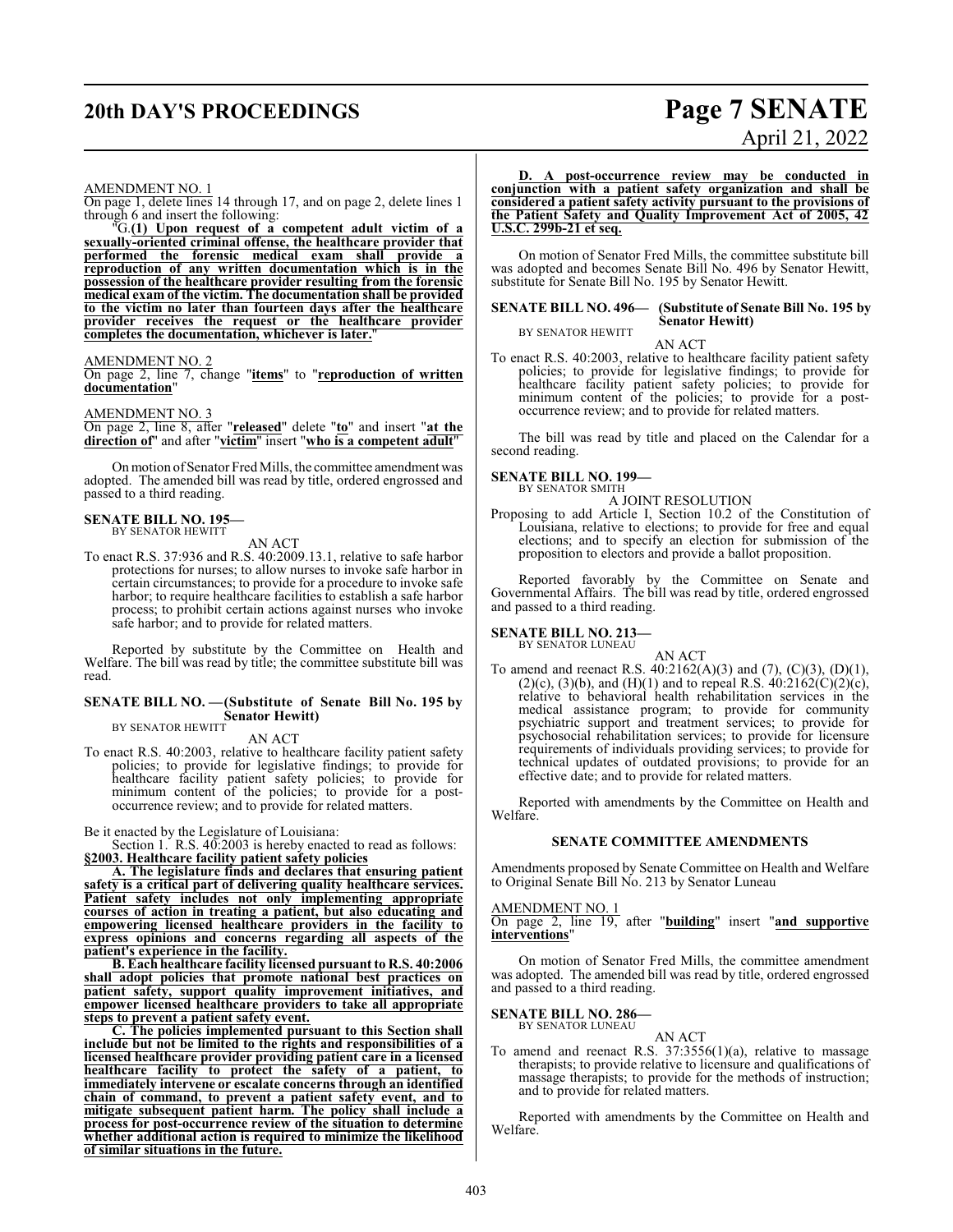AMENDMENT NO. 1

On page 1, delete lines 14 through 17, and on page 2, delete lines 1 through 6 and insert the following:

"G.**(1) Upon request of a competent adult victim of a sexually-oriented criminal offense, the healthcare provider that performed the forensic medical exam shall provide a reproduction of any written documentation which is in the possession of the healthcare provider resulting from the forensic medical exam of the victim. The documentation shall be provided to the victim no later than fourteen days after the healthcare provider receives the request or the healthcare provider completes the documentation, whichever is later.**"

AMENDMENT NO. 2

On page 2, line 7, change "**items**" to "**reproduction of written documentation**"

AMENDMENT NO. 3

On page 2, line 8, after "**released**" delete "**to**" and insert "**at the direction of**" and after "**victim**" insert "**who is a competent adult**"

On motion of Senator Fred Mills, the committee amendment was adopted. The amended bill was read by title, ordered engrossed and passed to a third reading.

**SENATE BILL NO. 195—**
BY SENATOR HEWITT

AN ACT

To enact R.S. 37:936 and R.S. 40:2009.13.1, relative to safe harbor protections for nurses; to allow nurses to invoke safe harbor in certain circumstances; to provide for a procedure to invoke safe harbor; to require healthcare facilities to establish a safe harbor process; to prohibit certain actions against nurses who invoke safe harbor; and to provide for related matters.

Reported by substitute by the Committee on Health and Welfare. The bill was read by title; the committee substitute bill was read.

**SENATE BILL NO. —(Substitute of Senate Bill No. 195 by Senator Hewitt)**
BY SENATOR HEWITT

AN ACT

To enact R.S. 40:2003, relative to healthcare facility patient safety policies; to provide for legislative findings; to provide for healthcare facility patient safety policies; to provide for minimum content of the policies; to provide for a post-occurrence review; and to provide for related matters.

Be it enacted by the Legislature of Louisiana:

Section 1. R.S. 40:2003 is hereby enacted to read as follows:

**§2003. Healthcare facility patient safety policies**

**A. The legislature finds and declares that ensuring patient safety is a critical part of delivering quality healthcare services. Patient safety includes not only implementing appropriate courses of action in treating a patient, but also educating and empowering licensed healthcare providers in the facility to express opinions and concerns regarding all aspects of the patient's experience in the facility.**

**B. Each healthcare facility licensed pursuant to R.S. 40:2006 shall adopt policies that promote national best practices on patient safety, support quality improvement initiatives, and empower licensed healthcare providers to take all appropriate steps to prevent a patient safety event.**

**C. The policies implemented pursuant to this Section shall include but not be limited to the rights and responsibilities of a licensed healthcare provider providing patient care in a licensed healthcare facility to protect the safety of a patient, to immediately intervene or escalate concerns through an identified chain of command, to prevent a patient safety event, and to mitigate subsequent patient harm. The policy shall include a process for post-occurrence review of the situation to determine whether additional action is required to minimize the likelihood of similar situations in the future.**

**D. A post-occurrence review may be conducted in conjunction with a patient safety organization and shall be considered a patient safety activity pursuant to the provisions of the Patient Safety and Quality Improvement Act of 2005, 42 U.S.C. 299b-21 et seq.**

On motion of Senator Fred Mills, the committee substitute bill was adopted and becomes Senate Bill No. 496 by Senator Hewitt, substitute for Senate Bill No. 195 by Senator Hewitt.

**SENATE BILL NO. 496— (Substitute of Senate Bill No. 195 by Senator Hewitt)**
BY SENATOR HEWITT

AN ACT

To enact R.S. 40:2003, relative to healthcare facility patient safety policies; to provide for legislative findings; to provide for healthcare facility patient safety policies; to provide for minimum content of the policies; to provide for a post-occurrence review; and to provide for related matters.

The bill was read by title and placed on the Calendar for a second reading.

**SENATE BILL NO. 199—**
BY SENATOR SMITH

A JOINT RESOLUTION

Proposing to add Article I, Section 10.2 of the Constitution of Louisiana, relative to elections; to provide for free and equal elections; and to specify an election for submission of the proposition to electors and provide a ballot proposition.

Reported favorably by the Committee on Senate and Governmental Affairs. The bill was read by title, ordered engrossed and passed to a third reading.

**SENATE BILL NO. 213—**
BY SENATOR LUNEAU

AN ACT

To amend and reenact R.S. 40:2162(A)(3) and (7), (C)(3), (D)(1), (2)(c), (3)(b), and (H)(1) and to repeal R.S. 40:2162(C)(2)(c), relative to behavioral health rehabilitation services in the medical assistance program; to provide for community psychiatric support and treatment services; to provide for psychosocial rehabilitation services; to provide for licensure requirements of individuals providing services; to provide for technical updates of outdated provisions; to provide for an effective date; and to provide for related matters.

Reported with amendments by the Committee on Health and Welfare.

**SENATE COMMITTEE AMENDMENTS**

Amendments proposed by Senate Committee on Health and Welfare to Original Senate Bill No. 213 by Senator Luneau

AMENDMENT NO. 1

On page 2, line 19, after "**building**" insert "**and supportive interventions**"

On motion of Senator Fred Mills, the committee amendment was adopted. The amended bill was read by title, ordered engrossed and passed to a third reading.

**SENATE BILL NO. 286—**
BY SENATOR LUNEAU

AN ACT

To amend and reenact R.S. 37:3556(1)(a), relative to massage therapists; to provide relative to licensure and qualifications of massage therapists; to provide for the methods of instruction; and to provide for related matters.

Reported with amendments by the Committee on Health and Welfare.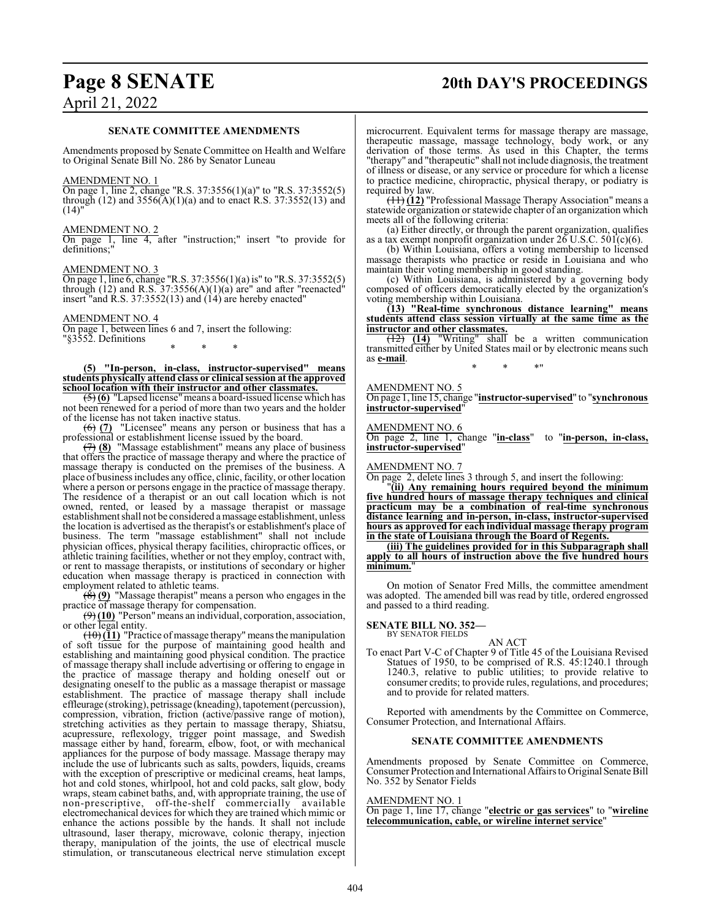### SENATE COMMITTEE AMENDMENTS

Amendments proposed by Senate Committee on Health and Welfare to Original Senate Bill No. 286 by Senator Luneau

AMENDMENT NO. 1

On page 1, line 2, change "R.S. 37:3556(1)(a)" to "R.S. 37:3552(5) through (12) and 3556(A)(1)(a) and to enact R.S. 37:3552(13) and (14)"

AMENDMENT NO. 2

On page 1, line 4, after "instruction;" insert "to provide for definitions;"

AMENDMENT NO. 3

On page 1, line 6, change "R.S. 37:3556(1)(a) is" to "R.S. 37:3552(5) through (12) and R.S. 37:3556(A)(1)(a) are" and after "reenacted" insert "and R.S. 37:3552(13) and (14) are hereby enacted"

AMENDMENT NO. 4

On page 1, between lines 6 and 7, insert the following:

"§3552. Definitions

\* \* \*

**(5) "In-person, in-class, instructor-supervised" means students physically attend class or clinical session at the approved school location with their instructor and other classmates.**

~~(5)~~ **(6)** "Lapsed license" means a board-issued license which has not been renewed for a period of more than two years and the holder of the license has not taken inactive status.

~~(6)~~ **(7)** "Licensee" means any person or business that has a professional or establishment license issued by the board.

~~(7)~~ **(8)** "Massage establishment" means any place of business that offers the practice of massage therapy and where the practice of massage therapy is conducted on the premises of the business. A place of business includes any office, clinic, facility, or other location where a person or persons engage in the practice of massage therapy. The residence of a therapist or an out call location which is not owned, rented, or leased by a massage therapist or massage establishment shall not be considered a massage establishment, unless the location is advertised as the therapist's or establishment's place of business. The term "massage establishment" shall not include physician offices, physical therapy facilities, chiropractic offices, or athletic training facilities, whether or not they employ, contract with, or rent to massage therapists, or institutions of secondary or higher education when massage therapy is practiced in connection with employment related to athletic teams.

~~(8)~~ **(9)** "Massage therapist" means a person who engages in the practice of massage therapy for compensation.

~~(9)~~ **(10)** "Person" means an individual, corporation, association, or other legal entity.

~~(10)~~ **(11)** "Practice of massage therapy" means the manipulation of soft tissue for the purpose of maintaining good health and establishing and maintaining good physical condition. The practice of massage therapy shall include advertising or offering to engage in the practice of massage therapy and holding oneself out or designating oneself to the public as a massage therapist or massage establishment. The practice of massage therapy shall include effleurage (stroking), petrissage (kneading), tapotement (percussion), compression, vibration, friction (active/passive range of motion), stretching activities as they pertain to massage therapy, Shiatsu, acupressure, reflexology, trigger point massage, and Swedish massage either by hand, forearm, elbow, foot, or with mechanical appliances for the purpose of body massage. Massage therapy may include the use of lubricants such as salts, powders, liquids, creams with the exception of prescriptive or medicinal creams, heat lamps, hot and cold stones, whirlpool, hot and cold packs, salt glow, body wraps, steam cabinet baths, and, with appropriate training, the use of non-prescriptive, off-the-shelf commercially available electromechanical devices for which they are trained which mimic or enhance the actions possible by the hands. It shall not include ultrasound, laser therapy, microwave, colonic therapy, injection therapy, manipulation of the joints, the use of electrical muscle stimulation, or transcutaneous electrical nerve stimulation except microcurrent. Equivalent terms for massage therapy are massage, therapeutic massage, massage technology, body work, or any derivation of those terms. As used in this Chapter, the terms "therapy" and "therapeutic" shall not include diagnosis, the treatment of illness or disease, or any service or procedure for which a license to practice medicine, chiropractic, physical therapy, or podiatry is required by law.

~~(11)~~ **(12)** "Professional Massage Therapy Association" means a statewide organization or statewide chapter of an organization which meets all of the following criteria:

(a) Either directly, or through the parent organization, qualifies as a tax exempt nonprofit organization under 26 U.S.C. 501(c)(6).

(b) Within Louisiana, offers a voting membership to licensed massage therapists who practice or reside in Louisiana and who maintain their voting membership in good standing.

(c) Within Louisiana, is administered by a governing body composed of officers democratically elected by the organization's voting membership within Louisiana.

**(13) "Real-time synchronous distance learning" means students attend class session virtually at the same time as the instructor and other classmates.**

~~(12)~~ **(14)** "Writing" shall be a written communication transmitted either by United States mail or by electronic means such as **e-mail**.

\* \* \*"

AMENDMENT NO. 5

On page 1, line 15, change "**instructor-supervised**" to "**synchronous instructor-supervised**"

AMENDMENT NO. 6

On page 2, line 1, change "**in-class**" to "**in-person, in-class, instructor-supervised**"

AMENDMENT NO. 7

On page 2, delete lines 3 through 5, and insert the following:

"**(ii) Any remaining hours required beyond the minimum five hundred hours of massage therapy techniques and clinical practicum may be a combination of real-time synchronous distance learning and in-person, in-class, instructor-supervised hours as approved for each individual massage therapy program in the state of Louisiana through the Board of Regents.**

**(iii) The guidelines provided for in this Subparagraph shall apply to all hours of instruction above the five hundred hours minimum.**"

On motion of Senator Fred Mills, the committee amendment was adopted. The amended bill was read by title, ordered engrossed and passed to a third reading.

**SENATE BILL NO. 352—**
BY SENATOR FIELDS

AN ACT

To enact Part V-C of Chapter 9 of Title 45 of the Louisiana Revised Statues of 1950, to be comprised of R.S. 45:1240.1 through 1240.3, relative to public utilities; to provide relative to consumer credits; to provide rules, regulations, and procedures; and to provide for related matters.

Reported with amendments by the Committee on Commerce, Consumer Protection, and International Affairs.

### SENATE COMMITTEE AMENDMENTS

Amendments proposed by Senate Committee on Commerce, Consumer Protection and International Affairs to Original Senate Bill No. 352 by Senator Fields

AMENDMENT NO. 1

On page 1, line 17, change "**electric or gas services**" to "**wireline telecommunication, cable, or wireline internet service**"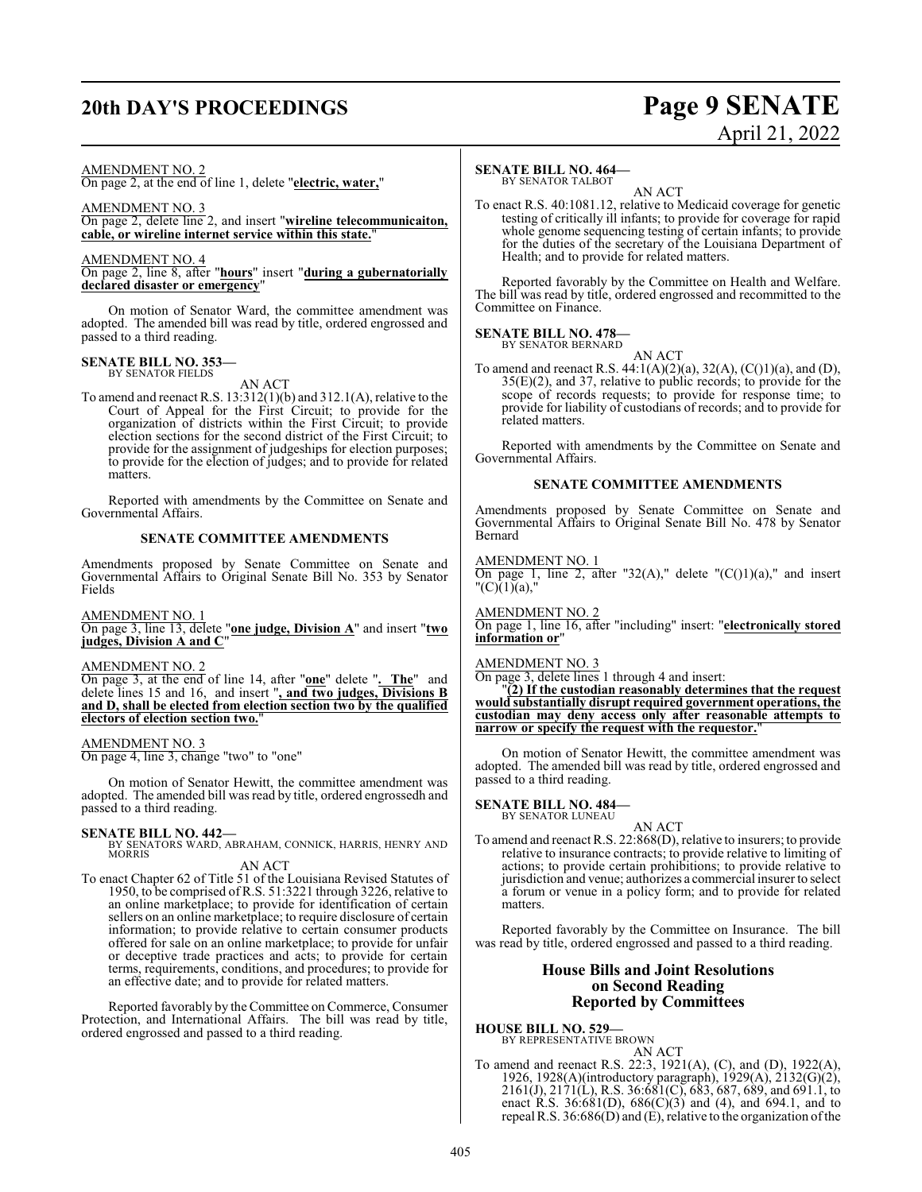AMENDMENT NO. 2

On page 2, at the end of line 1, delete "**electric, water,**"

AMENDMENT NO. 3

On page 2, delete line 2, and insert "**wireline telecommunicaiton, cable, or wireline internet service within this state.**"

AMENDMENT NO. 4

On page 2, line 8, after "**hours**" insert "**during a gubernatorially declared disaster or emergency**"

On motion of Senator Ward, the committee amendment was adopted. The amended bill was read by title, ordered engrossed and passed to a third reading.

**SENATE BILL NO. 353—**
BY SENATOR FIELDS

AN ACT

To amend and reenact R.S. 13:312(1)(b) and 312.1(A), relative to the Court of Appeal for the First Circuit; to provide for the organization of districts within the First Circuit; to provide election sections for the second district of the First Circuit; to provide for the assignment of judgeships for election purposes; to provide for the election of judges; and to provide for related matters.

Reported with amendments by the Committee on Senate and Governmental Affairs.

**SENATE COMMITTEE AMENDMENTS**

Amendments proposed by Senate Committee on Senate and Governmental Affairs to Original Senate Bill No. 353 by Senator Fields

AMENDMENT NO. 1

On page 3, line 13, delete "**one judge, Division A**" and insert "**two judges, Division A and C**"

AMENDMENT NO. 2

On page 3, at the end of line 14, after "**one**" delete "**. The**" and delete lines 15 and 16, and insert "**, and two judges, Divisions B and D, shall be elected from election section two by the qualified electors of election section two.**"

AMENDMENT NO. 3

On page 4, line 3, change "two" to "one"

On motion of Senator Hewitt, the committee amendment was adopted. The amended bill was read by title, ordered engrossedh and passed to a third reading.

**SENATE BILL NO. 442—**
BY SENATORS WARD, ABRAHAM, CONNICK, HARRIS, HENRY AND MORRIS

AN ACT

To enact Chapter 62 of Title 51 of the Louisiana Revised Statutes of 1950, to be comprised of R.S. 51:3221 through 3226, relative to an online marketplace; to provide for identification of certain sellers on an online marketplace; to require disclosure of certain information; to provide relative to certain consumer products offered for sale on an online marketplace; to provide for unfair or deceptive trade practices and acts; to provide for certain terms, requirements, conditions, and procedures; to provide for an effective date; and to provide for related matters.

Reported favorably by the Committee on Commerce, Consumer Protection, and International Affairs. The bill was read by title, ordered engrossed and passed to a third reading.

**SENATE BILL NO. 464—**
BY SENATOR TALBOT

AN ACT

To enact R.S. 40:1081.12, relative to Medicaid coverage for genetic testing of critically ill infants; to provide for coverage for rapid whole genome sequencing testing of certain infants; to provide for the duties of the secretary of the Louisiana Department of Health; and to provide for related matters.

Reported favorably by the Committee on Health and Welfare. The bill was read by title, ordered engrossed and recommitted to the Committee on Finance.

**SENATE BILL NO. 478—**
BY SENATOR BERNARD

AN ACT

To amend and reenact R.S. 44:1(A)(2)(a), 32(A), (C()1)(a), and (D), 35(E)(2), and 37, relative to public records; to provide for the scope of records requests; to provide for response time; to provide for liability of custodians of records; and to provide for related matters.

Reported with amendments by the Committee on Senate and Governmental Affairs.

**SENATE COMMITTEE AMENDMENTS**

Amendments proposed by Senate Committee on Senate and Governmental Affairs to Original Senate Bill No. 478 by Senator Bernard

AMENDMENT NO. 1

On page 1, line 2, after "32(A)," delete "(C()1)(a)," and insert "(C)(1)(a),"

AMENDMENT NO. 2

On page 1, line 16, after "including" insert: "**electronically stored information or**"

AMENDMENT NO. 3

On page 3, delete lines 1 through 4 and insert:

"**(2) If the custodian reasonably determines that the request would substantially disrupt required government operations, the custodian may deny access only after reasonable attempts to narrow or specify the request with the requestor.**"

On motion of Senator Hewitt, the committee amendment was adopted. The amended bill was read by title, ordered engrossed and passed to a third reading.

**SENATE BILL NO. 484—**
BY SENATOR LUNEAU

AN ACT

To amend and reenact R.S. 22:868(D), relative to insurers; to provide relative to insurance contracts; to provide relative to limiting of actions; to provide certain prohibitions; to provide relative to jurisdiction and venue; authorizes a commercial insurer to select a forum or venue in a policy form; and to provide for related matters.

Reported favorably by the Committee on Insurance. The bill was read by title, ordered engrossed and passed to a third reading.

## House Bills and Joint Resolutions on Second Reading Reported by Committees

**HOUSE BILL NO. 529—**
BY REPRESENTATIVE BROWN

AN ACT

To amend and reenact R.S. 22:3, 1921(A), (C), and (D), 1922(A), 1926, 1928(A)(introductory paragraph), 1929(A), 2132(G)(2), 2161(J), 2171(L), R.S. 36:681(C), 683, 687, 689, and 691.1, to enact R.S. 36:681(D), 686(C)(3) and (4), and 694.1, and to repeal R.S. 36:686(D) and (E), relative to the organization of the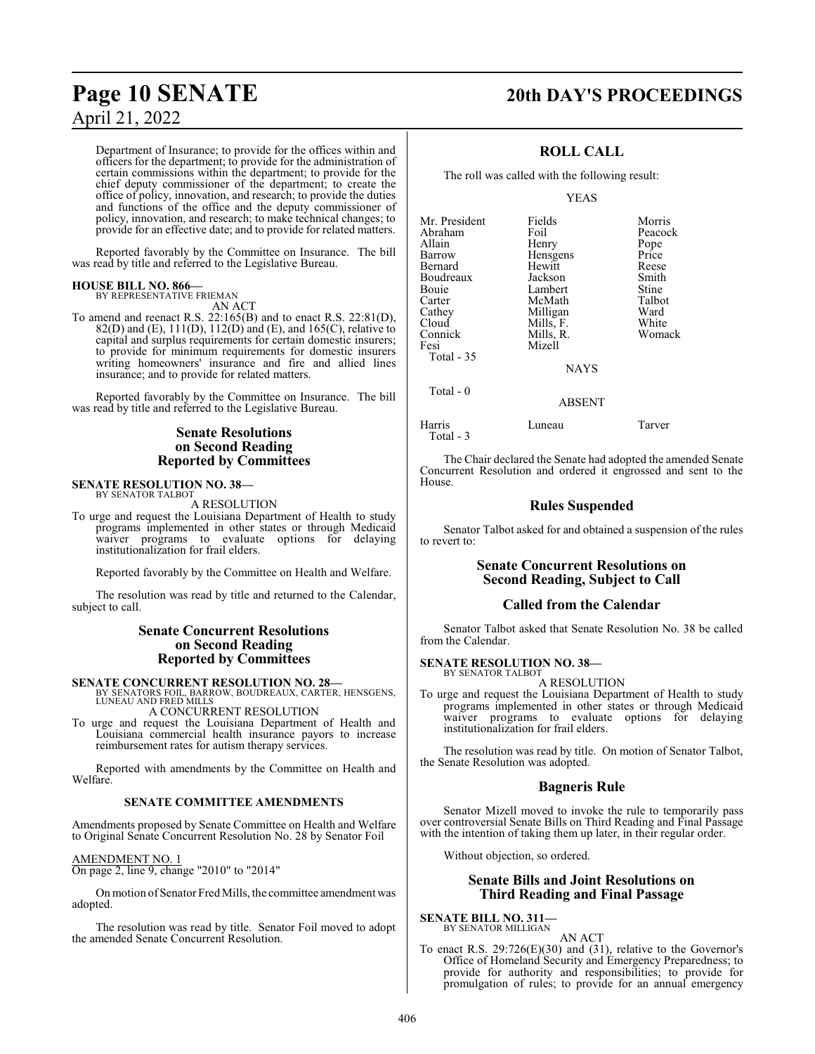Department of Insurance; to provide for the offices within and officers for the department; to provide for the administration of certain commissions within the department; to provide for the chief deputy commissioner of the department; to create the office of policy, innovation, and research; to provide the duties and functions of the office and the deputy commissioner of policy, innovation, and research; to make technical changes; to provide for an effective date; and to provide for related matters.

Reported favorably by the Committee on Insurance. The bill was read by title and referred to the Legislative Bureau.

**HOUSE BILL NO. 866—**
BY REPRESENTATIVE FRIEMAN

AN ACT

To amend and reenact R.S. 22:165(B) and to enact R.S. 22:81(D), 82(D) and (E), 111(D), 112(D) and (E), and 165(C), relative to capital and surplus requirements for certain domestic insurers; to provide for minimum requirements for domestic insurers writing homeowners' insurance and fire and allied lines insurance; and to provide for related matters.

Reported favorably by the Committee on Insurance. The bill was read by title and referred to the Legislative Bureau.

## Senate Resolutions on Second Reading Reported by Committees

**SENATE RESOLUTION NO. 38—**
BY SENATOR TALBOT

A RESOLUTION

To urge and request the Louisiana Department of Health to study programs implemented in other states or through Medicaid waiver programs to evaluate options for delaying institutionalization for frail elders.

Reported favorably by the Committee on Health and Welfare.

The resolution was read by title and returned to the Calendar, subject to call.

## Senate Concurrent Resolutions on Second Reading Reported by Committees

**SENATE CONCURRENT RESOLUTION NO. 28—**
BY SENATORS FOIL, BARROW, BOUDREAUX, CARTER, HENSGENS, LUNEAU AND FRED MILLS

A CONCURRENT RESOLUTION

To urge and request the Louisiana Department of Health and Louisiana commercial health insurance payors to increase reimbursement rates for autism therapy services.

Reported with amendments by the Committee on Health and Welfare.

### SENATE COMMITTEE AMENDMENTS

Amendments proposed by Senate Committee on Health and Welfare to Original Senate Concurrent Resolution No. 28 by Senator Foil

AMENDMENT NO. 1
On page 2, line 9, change "2010" to "2014"

On motion of Senator Fred Mills, the committee amendment was adopted.

The resolution was read by title. Senator Foil moved to adopt the amended Senate Concurrent Resolution.

## ROLL CALL

The roll was called with the following result:

YEAS

| | | |
|---|---|---|
| Mr. President | Fields | Morris |
| Abraham | Foil | Peacock |
| Allain | Henry | Pope |
| Barrow | Hensgens | Price |
| Bernard | Hewitt | Reese |
| Boudreaux | Jackson | Smith |
| Bouie | Lambert | Stine |
| Carter | McMath | Talbot |
| Cathey | Milligan | Ward |
| Cloud | Mills, F. | White |
| Connick | Mills, R. | Womack |
| Fesi | Mizell | |

Total - 35

NAYS

Total - 0

ABSENT

| | | |
|---|---|---|
| Harris | Luneau | Tarver |

Total - 3

The Chair declared the Senate had adopted the amended Senate Concurrent Resolution and ordered it engrossed and sent to the House.

## Rules Suspended

Senator Talbot asked for and obtained a suspension of the rules to revert to:

## Senate Concurrent Resolutions on Second Reading, Subject to Call

## Called from the Calendar

Senator Talbot asked that Senate Resolution No. 38 be called from the Calendar.

**SENATE RESOLUTION NO. 38—**
BY SENATOR TALBOT

A RESOLUTION

To urge and request the Louisiana Department of Health to study programs implemented in other states or through Medicaid waiver programs to evaluate options for delaying institutionalization for frail elders.

The resolution was read by title. On motion of Senator Talbot, the Senate Resolution was adopted.

## Bagneris Rule

Senator Mizell moved to invoke the rule to temporarily pass over controversial Senate Bills on Third Reading and Final Passage with the intention of taking them up later, in their regular order.

Without objection, so ordered.

## Senate Bills and Joint Resolutions on Third Reading and Final Passage

**SENATE BILL NO. 311—**
BY SENATOR MILLIGAN

AN ACT

To enact R.S. 29:726(E)(30) and (31), relative to the Governor's Office of Homeland Security and Emergency Preparedness; to provide for authority and responsibilities; to provide for promulgation of rules; to provide for an annual emergency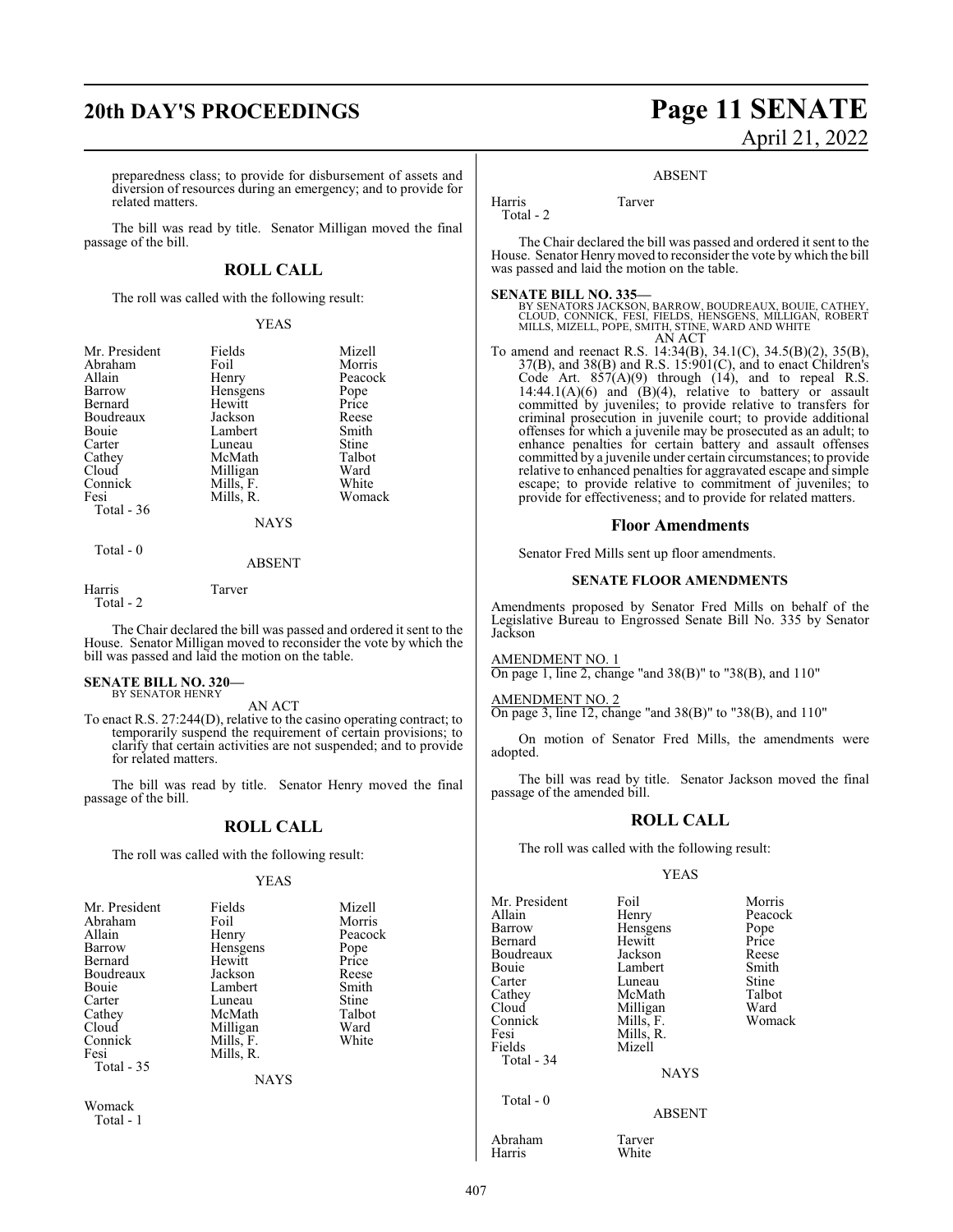preparedness class; to provide for disbursement of assets and diversion of resources during an emergency; and to provide for related matters.

The bill was read by title. Senator Milligan moved the final passage of the bill.

## ROLL CALL

The roll was called with the following result:

YEAS

| | | |
|---|---|---|
| Mr. President | Fields | Mizell |
| Abraham | Foil | Morris |
| Allain | Henry | Peacock |
| Barrow | Hensgens | Pope |
| Bernard | Hewitt | Price |
| Boudreaux | Jackson | Reese |
| Bouie | Lambert | Smith |
| Carter | Luneau | Stine |
| Cathey | McMath | Talbot |
| Cloud | Milligan | Ward |
| Connick | Mills, F. | White |
| Fesi | Mills, R. | Womack |

Total - 36

NAYS

Total - 0

ABSENT

Harris Tarver

Total - 2

The Chair declared the bill was passed and ordered it sent to the House. Senator Milligan moved to reconsider the vote by which the bill was passed and laid the motion on the table.

**SENATE BILL NO. 320—**
BY SENATOR HENRY

AN ACT

To enact R.S. 27:244(D), relative to the casino operating contract; to temporarily suspend the requirement of certain provisions; to clarify that certain activities are not suspended; and to provide for related matters.

The bill was read by title. Senator Henry moved the final passage of the bill.

## ROLL CALL

The roll was called with the following result:

YEAS

| | | |
|---|---|---|
| Mr. President | Fields | Mizell |
| Abraham | Foil | Morris |
| Allain | Henry | Peacock |
| Barrow | Hensgens | Pope |
| Bernard | Hewitt | Price |
| Boudreaux | Jackson | Reese |
| Bouie | Lambert | Smith |
| Carter | Luneau | Stine |
| Cathey | McMath | Talbot |
| Cloud | Milligan | Ward |
| Connick | Mills, F. | White |
| Fesi | Mills, R. | |

Total - 35

NAYS

Womack

Total - 1

ABSENT

Harris Tarver

Total - 2

The Chair declared the bill was passed and ordered it sent to the House. Senator Henry moved to reconsider the vote by which the bill was passed and laid the motion on the table.

**SENATE BILL NO. 335—**
BY SENATORS JACKSON, BARROW, BOUDREAUX, BOUIE, CATHEY, CLOUD, CONNICK, FESI, FIELDS, HENSGENS, MILLIGAN, ROBERT MILLS, MIZELL, POPE, SMITH, STINE, WARD AND WHITE

AN ACT

To amend and reenact R.S. 14:34(B), 34.1(C), 34.5(B)(2), 35(B), 37(B), and 38(B) and R.S. 15:901(C), and to enact Children's Code Art. 857(A)(9) through (14), and to repeal R.S. 14:44.1(A)(6) and (B)(4), relative to battery or assault committed by juveniles; to provide relative to transfers for criminal prosecution in juvenile court; to provide additional offenses for which a juvenile may be prosecuted as an adult; to enhance penalties for certain battery and assault offenses committed by a juvenile under certain circumstances; to provide relative to enhanced penalties for aggravated escape and simple escape; to provide relative to commitment of juveniles; to provide for effectiveness; and to provide for related matters.

### Floor Amendments

Senator Fred Mills sent up floor amendments.

#### SENATE FLOOR AMENDMENTS

Amendments proposed by Senator Fred Mills on behalf of the Legislative Bureau to Engrossed Senate Bill No. 335 by Senator Jackson

AMENDMENT NO. 1
On page 1, line 2, change "and 38(B)" to "38(B), and 110"

AMENDMENT NO. 2
On page 3, line 12, change "and 38(B)" to "38(B), and 110"

On motion of Senator Fred Mills, the amendments were adopted.

The bill was read by title. Senator Jackson moved the final passage of the amended bill.

## ROLL CALL

The roll was called with the following result:

YEAS

| | | |
|---|---|---|
| Mr. President | Foil | Morris |
| Allain | Henry | Peacock |
| Barrow | Hensgens | Pope |
| Bernard | Hewitt | Price |
| Boudreaux | Jackson | Reese |
| Bouie | Lambert | Smith |
| Carter | Luneau | Stine |
| Cathey | McMath | Talbot |
| Cloud | Milligan | Ward |
| Connick | Mills, F. | Womack |
| Fesi | Mills, R. | |
| Fields | Mizell | |

Total - 34

NAYS

Total - 0

ABSENT

Abraham Tarver
Harris White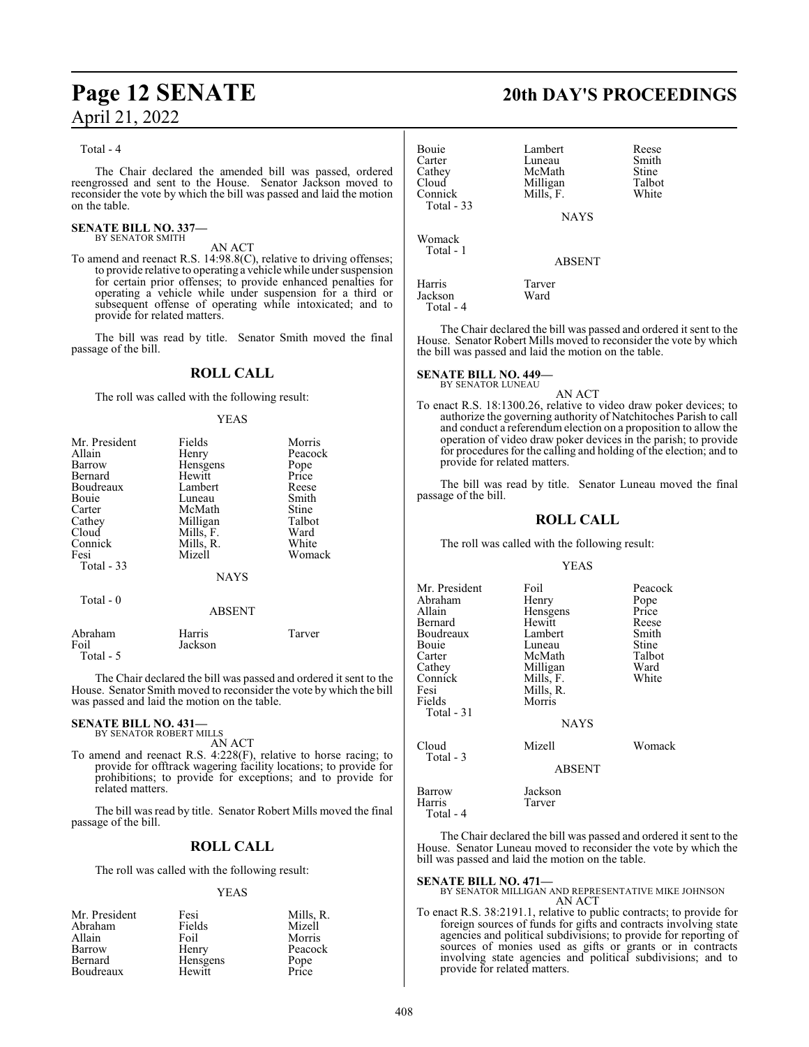Total - 4

The Chair declared the amended bill was passed, ordered reengrossed and sent to the House. Senator Jackson moved to reconsider the vote by which the bill was passed and laid the motion on the table.

**SENATE BILL NO. 337—**
BY SENATOR SMITH

AN ACT

To amend and reenact R.S. 14:98.8(C), relative to driving offenses; to provide relative to operating a vehicle while under suspension for certain prior offenses; to provide enhanced penalties for operating a vehicle while under suspension for a third or subsequent offense of operating while intoxicated; and to provide for related matters.

The bill was read by title. Senator Smith moved the final passage of the bill.

## ROLL CALL

The roll was called with the following result:

YEAS

| | | |
|---|---|---|
| Mr. President | Fields | Morris |
| Allain | Henry | Peacock |
| Barrow | Hensgens | Pope |
| Bernard | Hewitt | Price |
| Boudreaux | Lambert | Reese |
| Bouie | Luneau | Smith |
| Carter | McMath | Stine |
| Cathey | Milligan | Talbot |
| Cloud | Mills, F. | Ward |
| Connick | Mills, R. | White |
| Fesi | Mizell | Womack |

Total - 33

NAYS

Total - 0

ABSENT

| | | |
|---|---|---|
| Abraham | Harris | Tarver |
| Foil | Jackson | |

Total - 5

The Chair declared the bill was passed and ordered it sent to the House. Senator Smith moved to reconsider the vote by which the bill was passed and laid the motion on the table.

**SENATE BILL NO. 431—**
BY SENATOR ROBERT MILLS

AN ACT

To amend and reenact R.S. 4:228(F), relative to horse racing; to provide for offtrack wagering facility locations; to provide for prohibitions; to provide for exceptions; and to provide for related matters.

The bill was read by title. Senator Robert Mills moved the final passage of the bill.

## ROLL CALL

The roll was called with the following result:

YEAS

| | | |
|---|---|---|
| Mr. President | Fesi | Mills, R. |
| Abraham | Fields | Mizell |
| Allain | Foil | Morris |
| Barrow | Henry | Peacock |
| Bernard | Hensgens | Pope |
| Boudreaux | Hewitt | Price |
| Bouie | Lambert | Reese |
| Carter | Luneau | Smith |
| Cathey | McMath | Stine |
| Cloud | Milligan | Talbot |
| Connick | Mills, F. | White |

Total - 33

NAYS

Womack

Total - 1

ABSENT

| | |
|---|---|
| Harris | Tarver |
| Jackson | Ward |

Total - 4

The Chair declared the bill was passed and ordered it sent to the House. Senator Robert Mills moved to reconsider the vote by which the bill was passed and laid the motion on the table.

**SENATE BILL NO. 449—**
BY SENATOR LUNEAU

AN ACT

To enact R.S. 18:1300.26, relative to video draw poker devices; to authorize the governing authority of Natchitoches Parish to call and conduct a referendum election on a proposition to allow the operation of video draw poker devices in the parish; to provide for procedures for the calling and holding of the election; and to provide for related matters.

The bill was read by title. Senator Luneau moved the final passage of the bill.

## ROLL CALL

The roll was called with the following result:

YEAS

| | | |
|---|---|---|
| Mr. President | Foil | Peacock |
| Abraham | Henry | Pope |
| Allain | Hensgens | Price |
| Bernard | Hewitt | Reese |
| Boudreaux | Lambert | Smith |
| Bouie | Luneau | Stine |
| Carter | McMath | Talbot |
| Cathey | Milligan | Ward |
| Connick | Mills, F. | White |
| Fesi | Mills, R. | |
| Fields | Morris | |

Total - 31

NAYS

| | | |
|---|---|---|
| Cloud | Mizell | Womack |

Total - 3

ABSENT

| | |
|---|---|
| Barrow | Jackson |
| Harris | Tarver |

Total - 4

The Chair declared the bill was passed and ordered it sent to the House. Senator Luneau moved to reconsider the vote by which the bill was passed and laid the motion on the table.

**SENATE BILL NO. 471—**
BY SENATOR MILLIGAN AND REPRESENTATIVE MIKE JOHNSON

AN ACT

To enact R.S. 38:2191.1, relative to public contracts; to provide for foreign sources of funds for gifts and contracts involving state agencies and political subdivisions; to provide for reporting of sources of monies used as gifts or grants or in contracts involving state agencies and political subdivisions; and to provide for related matters.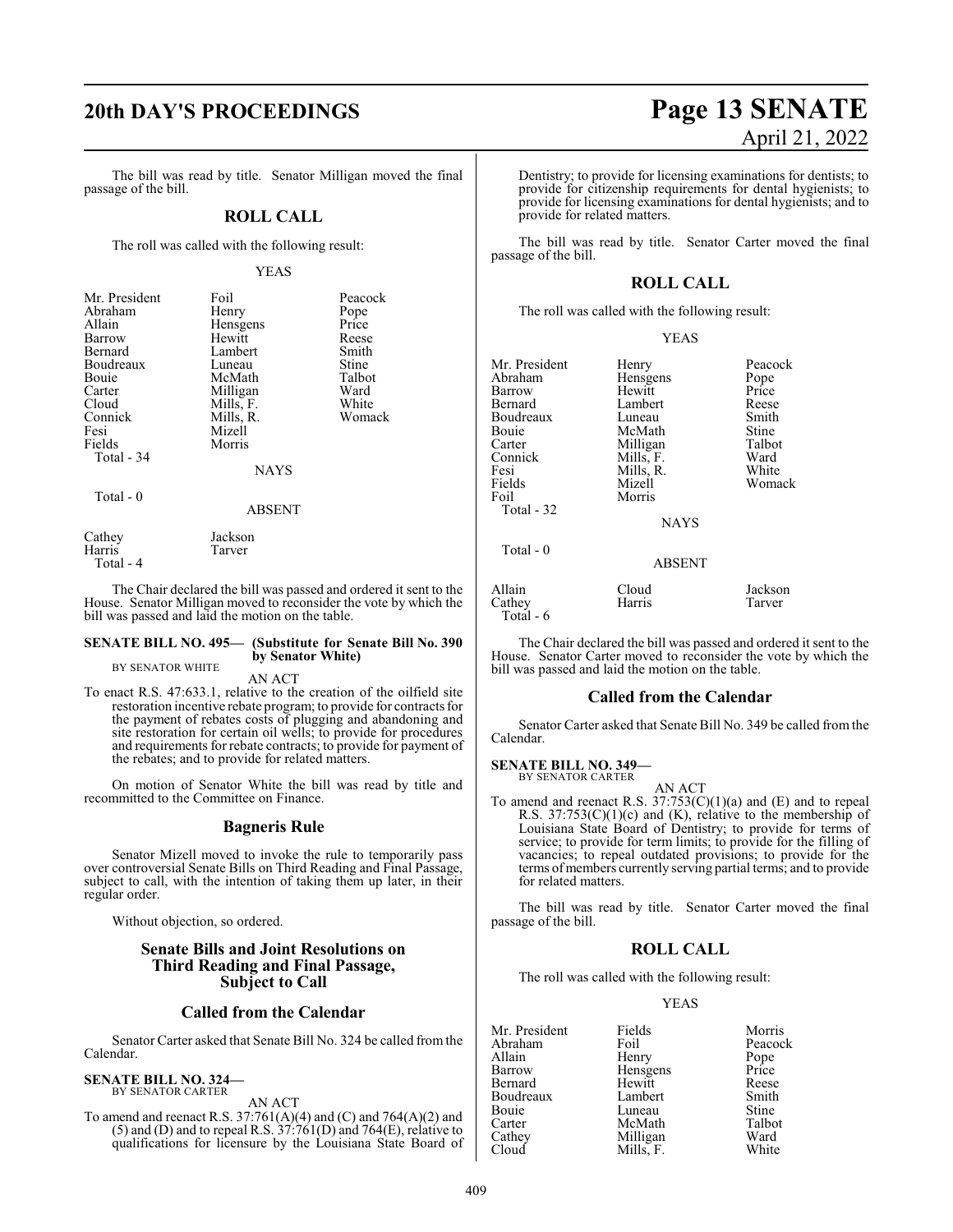The bill was read by title. Senator Milligan moved the final passage of the bill.

## ROLL CALL

The roll was called with the following result:

YEAS

| | | |
|---|---|---|
| Mr. President | Foil | Peacock |
| Abraham | Henry | Pope |
| Allain | Hensgens | Price |
| Barrow | Hewitt | Reese |
| Bernard | Lambert | Smith |
| Boudreaux | Luneau | Stine |
| Bouie | McMath | Talbot |
| Carter | Milligan | Ward |
| Cloud | Mills, F. | White |
| Connick | Mills, R. | Womack |
| Fesi | Mizell | |
| Fields | Morris | |
| Total - 34 | | |

NAYS

Total - 0

ABSENT

| | |
|---|---|
| Cathey | Jackson |
| Harris | Tarver |
| Total - 4 | |

The Chair declared the bill was passed and ordered it sent to the House. Senator Milligan moved to reconsider the vote by which the bill was passed and laid the motion on the table.

**SENATE BILL NO. 495— (Substitute for Senate Bill No. 390 by Senator White)**
BY SENATOR WHITE

AN ACT

To enact R.S. 47:633.1, relative to the creation of the oilfield site restoration incentive rebate program; to provide for contracts for the payment of rebates costs of plugging and abandoning and site restoration for certain oil wells; to provide for procedures and requirements for rebate contracts; to provide for payment of the rebates; and to provide for related matters.

On motion of Senator White the bill was read by title and recommitted to the Committee on Finance.

## Bagneris Rule

Senator Mizell moved to invoke the rule to temporarily pass over controversial Senate Bills on Third Reading and Final Passage, subject to call, with the intention of taking them up later, in their regular order.

Without objection, so ordered.

## Senate Bills and Joint Resolutions on Third Reading and Final Passage, Subject to Call

## Called from the Calendar

Senator Carter asked that Senate Bill No. 324 be called from the Calendar.

**SENATE BILL NO. 324—**
BY SENATOR CARTER

AN ACT

To amend and reenact R.S. 37:761(A)(4) and (C) and 764(A)(2) and (5) and (D) and to repeal R.S. 37:761(D) and 764(E), relative to qualifications for licensure by the Louisiana State Board of Dentistry; to provide for licensing examinations for dentists; to provide for citizenship requirements for dental hygienists; to provide for licensing examinations for dental hygienists; and to provide for related matters.

The bill was read by title. Senator Carter moved the final passage of the bill.

## ROLL CALL

The roll was called with the following result:

YEAS

| | | |
|---|---|---|
| Mr. President | Henry | Peacock |
| Abraham | Hensgens | Pope |
| Barrow | Hewitt | Price |
| Bernard | Lambert | Reese |
| Boudreaux | Luneau | Smith |
| Bouie | McMath | Stine |
| Carter | Milligan | Talbot |
| Connick | Mills, F. | Ward |
| Fesi | Mills, R. | White |
| Fields | Mizell | Womack |
| Foil | Morris | |
| Total - 32 | | |

NAYS

Total - 0

ABSENT

| | | |
|---|---|---|
| Allain | Cloud | Jackson |
| Cathey | Harris | Tarver |
| Total - 6 | | |

The Chair declared the bill was passed and ordered it sent to the House. Senator Carter moved to reconsider the vote by which the bill was passed and laid the motion on the table.

## Called from the Calendar

Senator Carter asked that Senate Bill No. 349 be called from the Calendar.

**SENATE BILL NO. 349—**
BY SENATOR CARTER

AN ACT

To amend and reenact R.S. 37:753(C)(1)(a) and (E) and to repeal R.S. 37:753(C)(1)(c) and (K), relative to the membership of Louisiana State Board of Dentistry; to provide for terms of service; to provide for term limits; to provide for the filling of vacancies; to repeal outdated provisions; to provide for the terms of members currently serving partial terms; and to provide for related matters.

The bill was read by title. Senator Carter moved the final passage of the bill.

## ROLL CALL

The roll was called with the following result:

YEAS

| | | |
|---|---|---|
| Mr. President | Fields | Morris |
| Abraham | Foil | Peacock |
| Allain | Henry | Pope |
| Barrow | Hensgens | Price |
| Bernard | Hewitt | Reese |
| Boudreaux | Lambert | Smith |
| Bouie | Luneau | Stine |
| Carter | McMath | Talbot |
| Cathey | Milligan | Ward |
| Cloud | Mills, F. | White |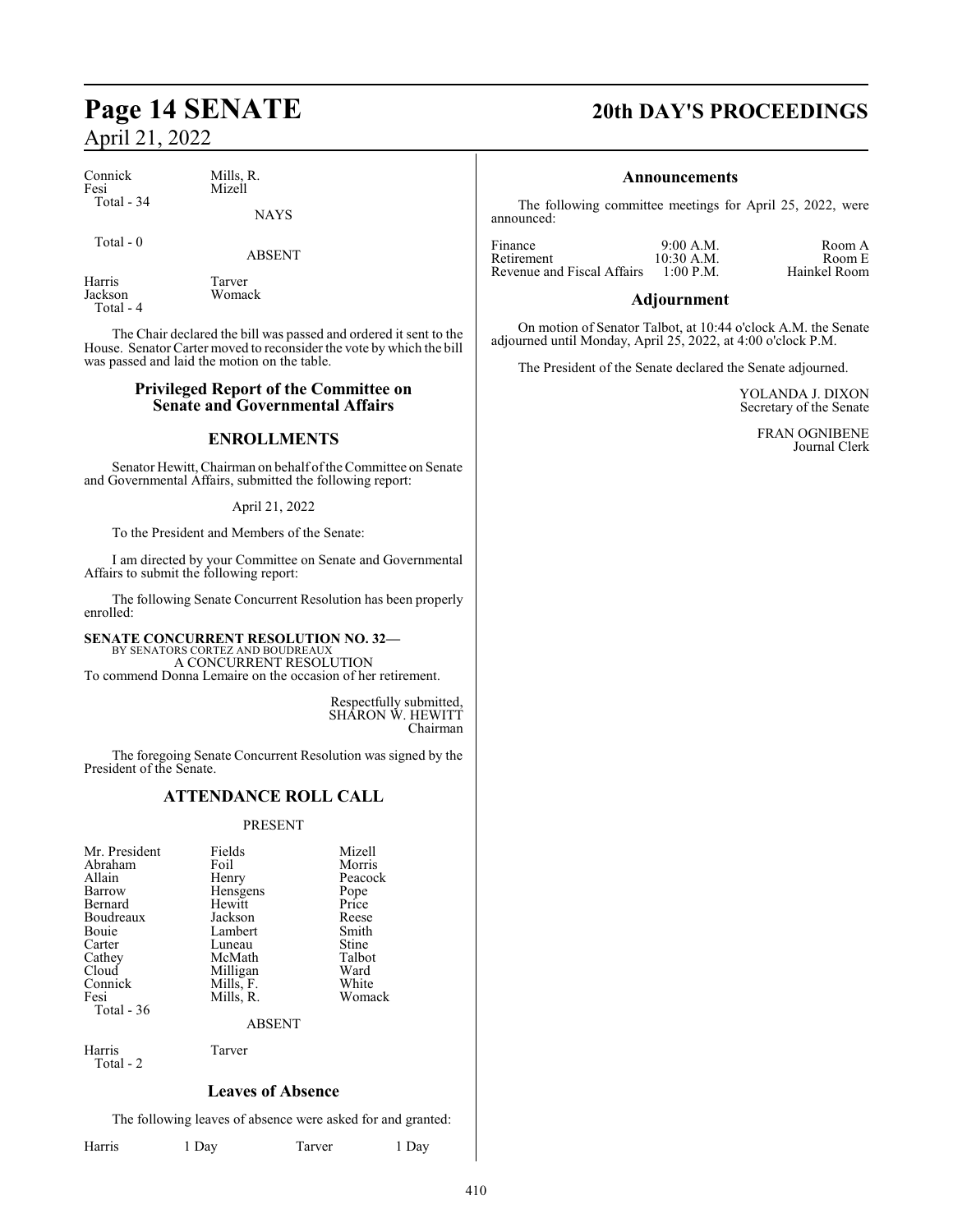| | |
|---|---|
| Connick | Mills, R. |
| Fesi | Mizell |

Total - 34

NAYS

Total - 0

ABSENT

| | |
|---|---|
| Harris | Tarver |
| Jackson | Womack |

Total - 4

The Chair declared the bill was passed and ordered it sent to the House. Senator Carter moved to reconsider the vote by which the bill was passed and laid the motion on the table.

### Privileged Report of the Committee on Senate and Governmental Affairs

## ENROLLMENTS

Senator Hewitt, Chairman on behalf of the Committee on Senate and Governmental Affairs, submitted the following report:

April 21, 2022

To the President and Members of the Senate:

I am directed by your Committee on Senate and Governmental Affairs to submit the following report:

The following Senate Concurrent Resolution has been properly enrolled:

**SENATE CONCURRENT RESOLUTION NO. 32—**
BY SENATORS CORTEZ AND BOUDREAUX
A CONCURRENT RESOLUTION
To commend Donna Lemaire on the occasion of her retirement.

Respectfully submitted,
SHARON W. HEWITT
Chairman

The foregoing Senate Concurrent Resolution was signed by the President of the Senate.

## ATTENDANCE ROLL CALL

PRESENT

| | | |
|---|---|---|
| Mr. President | Fields | Mizell |
| Abraham | Foil | Morris |
| Allain | Henry | Peacock |
| Barrow | Hensgens | Pope |
| Bernard | Hewitt | Price |
| Boudreaux | Jackson | Reese |
| Bouie | Lambert | Smith |
| Carter | Luneau | Stine |
| Cathey | McMath | Talbot |
| Cloud | Milligan | Ward |
| Connick | Mills, F. | White |
| Fesi | Mills, R. | Womack |

Total - 36

ABSENT

| | |
|---|---|
| Harris | Tarver |

Total - 2

### Leaves of Absence

The following leaves of absence were asked for and granted:

| | | | |
|---|---|---|---|
| Harris | 1 Day | Tarver | 1 Day |

### Announcements

The following committee meetings for April 25, 2022, were announced:

| | | |
|---|---|---|
| Finance | 9:00 A.M. | Room A |
| Retirement | 10:30 A.M. | Room E |
| Revenue and Fiscal Affairs | 1:00 P.M. | Hainkel Room |

### Adjournment

On motion of Senator Talbot, at 10:44 o'clock A.M. the Senate adjourned until Monday, April 25, 2022, at 4:00 o'clock P.M.

The President of the Senate declared the Senate adjourned.

YOLANDA J. DIXON
Secretary of the Senate

FRAN OGNIBENE
Journal Clerk